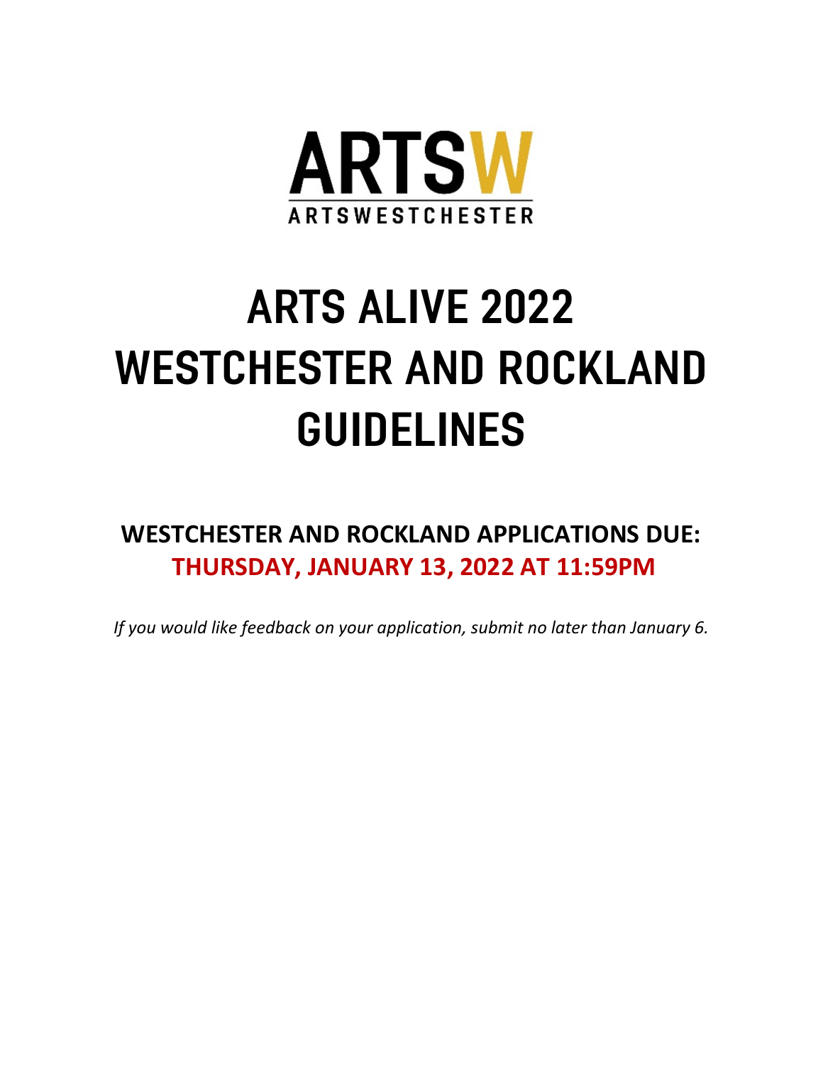ARTSW

ARTSWESTCHESTER

# ARTS ALIVE 2022 WESTCHESTER AND ROCKLAND GUIDELINES

## WESTCHESTER AND ROCKLAND APPLICATIONS DUE: THURSDAY, JANUARY 13, 2022 AT 11:59PM

*If you would like feedback on your application, submit no later than January 6.*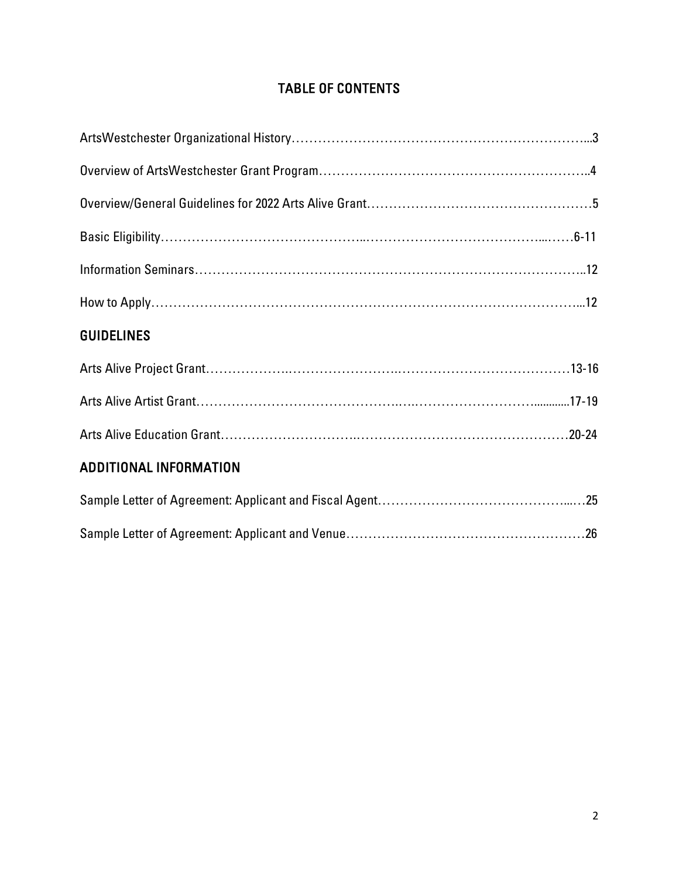# TABLE OF CONTENTS

ArtsWestchester Organizational History……………………………………………………………...3

Overview of ArtsWestchester Grant Program……………………………………………………..4

Overview/General Guidelines for 2022 Arts Alive Grant……………………………………………5

Basic Eligibility…………………………………………...…………………………………...……6-11

Information Seminars……………………………………………………………………………..12

How to Apply……………………………………………………………………………………...12

## GUIDELINES

Arts Alive Project Grant……………….…………………….…………………………………13-16

Arts Alive Artist Grant…………………………………….….………………………...........17-19

Arts Alive Education Grant…………………………..……………………………………………20-24

## ADDITIONAL INFORMATION

Sample Letter of Agreement: Applicant and Fiscal Agent……………………………………...…25

Sample Letter of Agreement: Applicant and Venue……………………………………………….26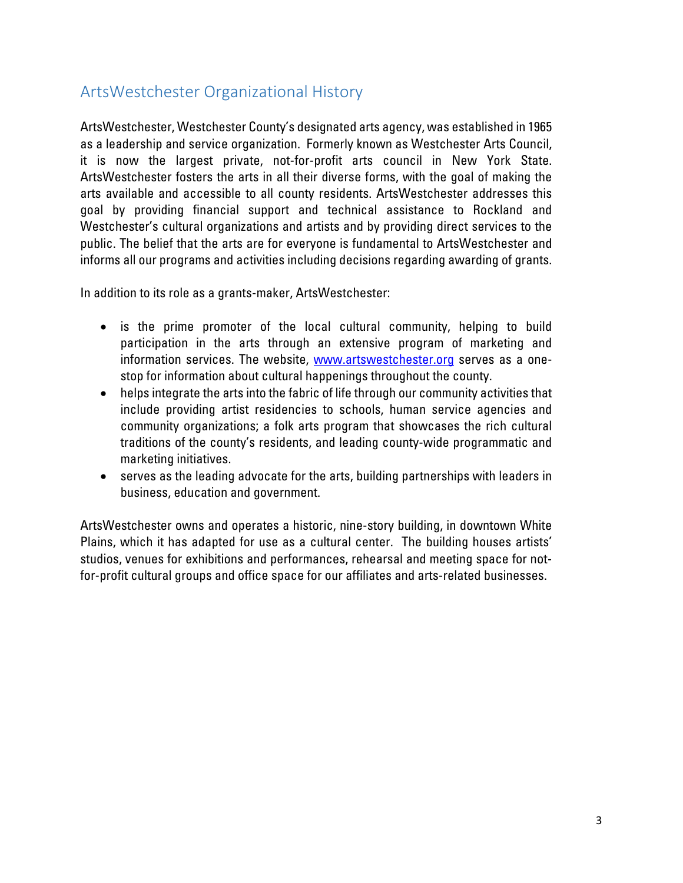## ArtsWestchester Organizational History

ArtsWestchester, Westchester County's designated arts agency, was established in 1965 as a leadership and service organization. Formerly known as Westchester Arts Council, it is now the largest private, not-for-profit arts council in New York State. ArtsWestchester fosters the arts in all their diverse forms, with the goal of making the arts available and accessible to all county residents. ArtsWestchester addresses this goal by providing financial support and technical assistance to Rockland and Westchester's cultural organizations and artists and by providing direct services to the public. The belief that the arts are for everyone is fundamental to ArtsWestchester and informs all our programs and activities including decisions regarding awarding of grants.

In addition to its role as a grants-maker, ArtsWestchester:

- is the prime promoter of the local cultural community, helping to build participation in the arts through an extensive program of marketing and information services. The website, [www.artswestchester.org](http://www.artswestchester.org) serves as a one-stop for information about cultural happenings throughout the county.
- helps integrate the arts into the fabric of life through our community activities that include providing artist residencies to schools, human service agencies and community organizations; a folk arts program that showcases the rich cultural traditions of the county's residents, and leading county-wide programmatic and marketing initiatives.
- serves as the leading advocate for the arts, building partnerships with leaders in business, education and government.

ArtsWestchester owns and operates a historic, nine-story building, in downtown White Plains, which it has adapted for use as a cultural center. The building houses artists' studios, venues for exhibitions and performances, rehearsal and meeting space for not-for-profit cultural groups and office space for our affiliates and arts-related businesses.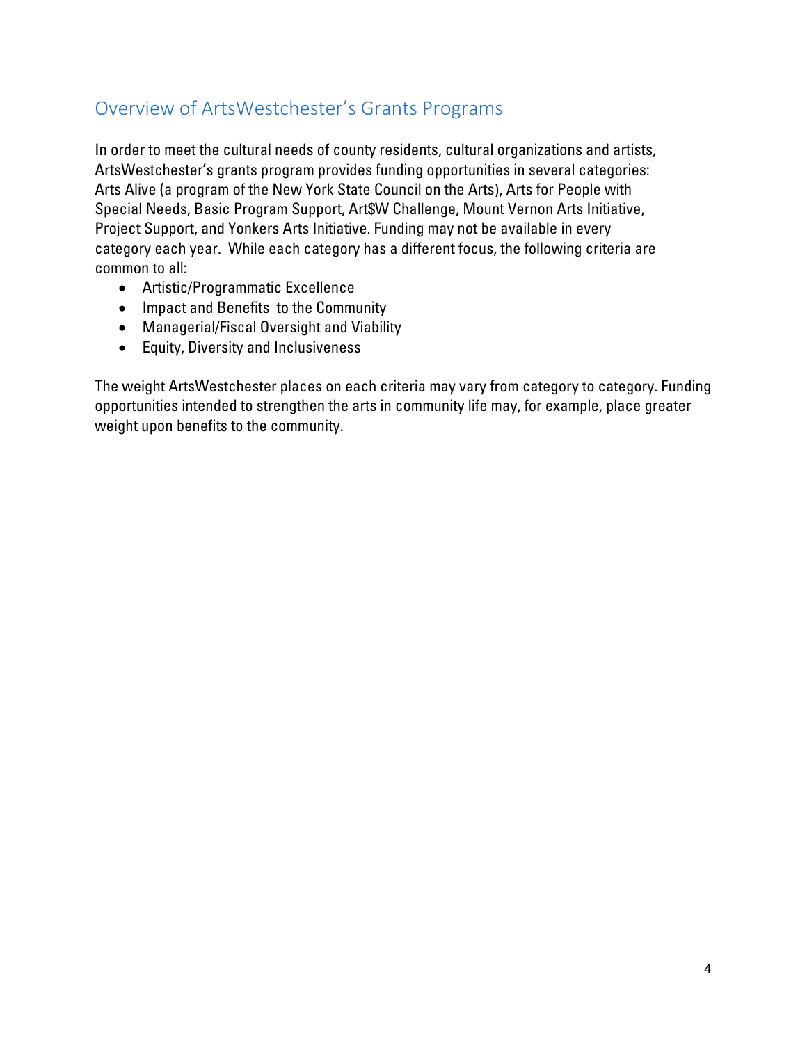## Overview of ArtsWestchester's Grants Programs

In order to meet the cultural needs of county residents, cultural organizations and artists, ArtsWestchester's grants program provides funding opportunities in several categories: Arts Alive (a program of the New York State Council on the Arts), Arts for People with Special Needs, Basic Program Support, Art$W Challenge, Mount Vernon Arts Initiative, Project Support, and Yonkers Arts Initiative. Funding may not be available in every category each year. While each category has a different focus, the following criteria are common to all:

- Artistic/Programmatic Excellence
- Impact and Benefits to the Community
- Managerial/Fiscal Oversight and Viability
- Equity, Diversity and Inclusiveness

The weight ArtsWestchester places on each criteria may vary from category to category. Funding opportunities intended to strengthen the arts in community life may, for example, place greater weight upon benefits to the community.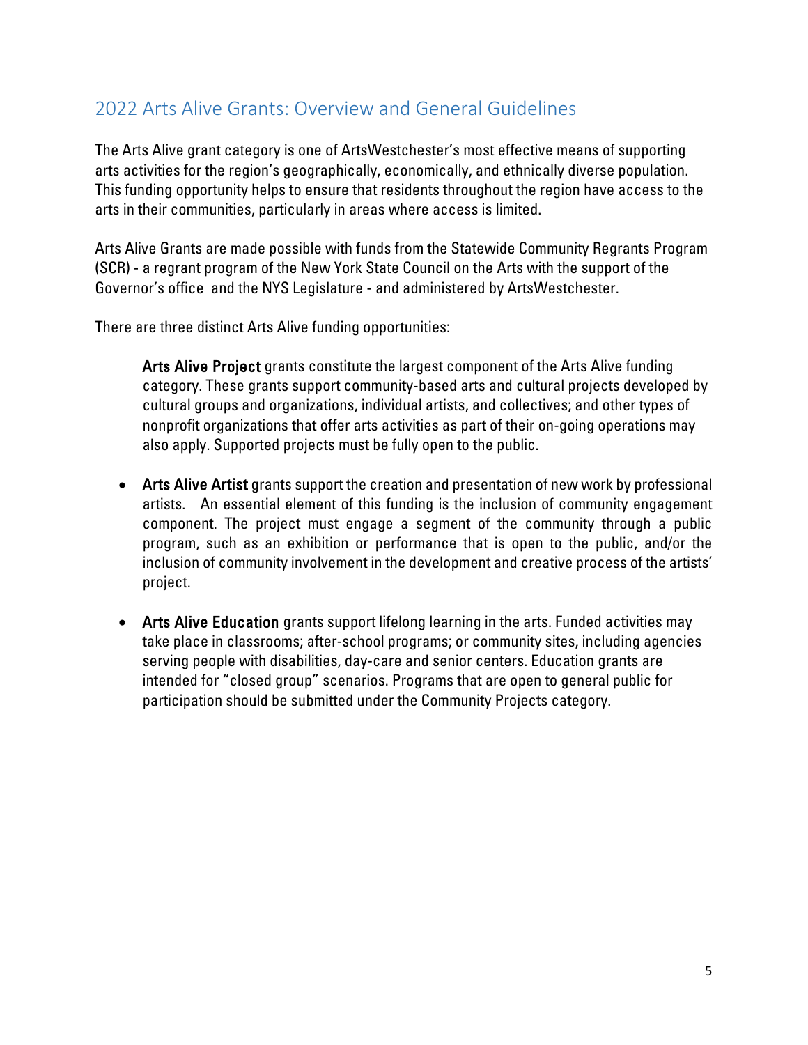## 2022 Arts Alive Grants: Overview and General Guidelines

The Arts Alive grant category is one of ArtsWestchester's most effective means of supporting arts activities for the region's geographically, economically, and ethnically diverse population. This funding opportunity helps to ensure that residents throughout the region have access to the arts in their communities, particularly in areas where access is limited.

Arts Alive Grants are made possible with funds from the Statewide Community Regrants Program (SCR) - a regrant program of the New York State Council on the Arts with the support of the Governor's office  and the NYS Legislature - and administered by ArtsWestchester.

There are three distinct Arts Alive funding opportunities:

**Arts Alive Project** grants constitute the largest component of the Arts Alive funding category. These grants support community-based arts and cultural projects developed by cultural groups and organizations, individual artists, and collectives; and other types of nonprofit organizations that offer arts activities as part of their on-going operations may also apply. Supported projects must be fully open to the public.

- **Arts Alive Artist** grants support the creation and presentation of new work by professional artists.  An essential element of this funding is the inclusion of community engagement component. The project must engage a segment of the community through a public program, such as an exhibition or performance that is open to the public, and/or the inclusion of community involvement in the development and creative process of the artists' project.

- **Arts Alive Education** grants support lifelong learning in the arts. Funded activities may take place in classrooms; after-school programs; or community sites, including agencies serving people with disabilities, day-care and senior centers. Education grants are intended for "closed group" scenarios. Programs that are open to general public for participation should be submitted under the Community Projects category.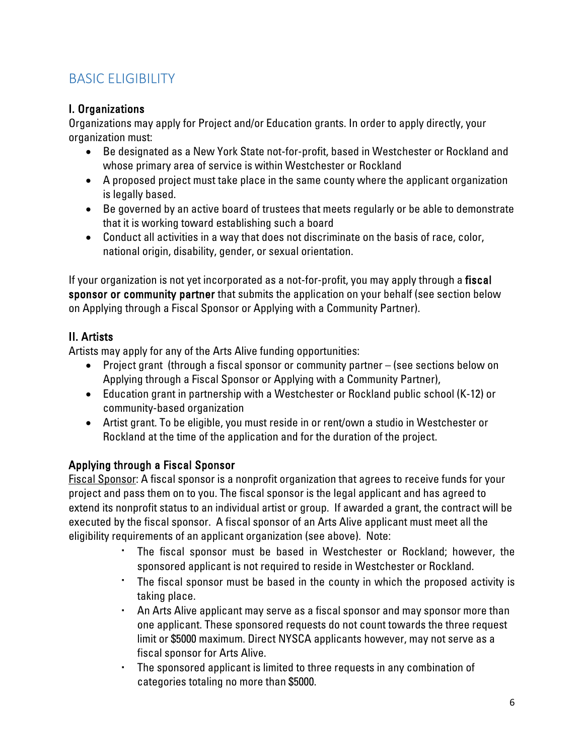## BASIC ELIGIBILITY

### I. Organizations

Organizations may apply for Project and/or Education grants. In order to apply directly, your organization must:

- Be designated as a New York State not-for-profit, based in Westchester or Rockland and whose primary area of service is within Westchester or Rockland
- A proposed project must take place in the same county where the applicant organization is legally based.
- Be governed by an active board of trustees that meets regularly or be able to demonstrate that it is working toward establishing such a board
- Conduct all activities in a way that does not discriminate on the basis of race, color, national origin, disability, gender, or sexual orientation.

If your organization is not yet incorporated as a not-for-profit, you may apply through a **fiscal sponsor or community partner** that submits the application on your behalf (see section below on Applying through a Fiscal Sponsor or Applying with a Community Partner).

### II. Artists

Artists may apply for any of the Arts Alive funding opportunities:

- Project grant (through a fiscal sponsor or community partner – (see sections below on Applying through a Fiscal Sponsor or Applying with a Community Partner),
- Education grant in partnership with a Westchester or Rockland public school (K-12) or community-based organization
- Artist grant. To be eligible, you must reside in or rent/own a studio in Westchester or Rockland at the time of the application and for the duration of the project.

### Applying through a Fiscal Sponsor

Fiscal Sponsor: A fiscal sponsor is a nonprofit organization that agrees to receive funds for your project and pass them on to you. The fiscal sponsor is the legal applicant and has agreed to extend its nonprofit status to an individual artist or group. If awarded a grant, the contract will be executed by the fiscal sponsor. A fiscal sponsor of an Arts Alive applicant must meet all the eligibility requirements of an applicant organization (see above). Note:

- The fiscal sponsor must be based in Westchester or Rockland; however, the sponsored applicant is not required to reside in Westchester or Rockland.
- The fiscal sponsor must be based in the county in which the proposed activity is taking place.
- An Arts Alive applicant may serve as a fiscal sponsor and may sponsor more than one applicant. These sponsored requests do not count towards the three request limit or $5000 maximum. Direct NYSCA applicants however, may not serve as a fiscal sponsor for Arts Alive.
- The sponsored applicant is limited to three requests in any combination of categories totaling no more than $5000.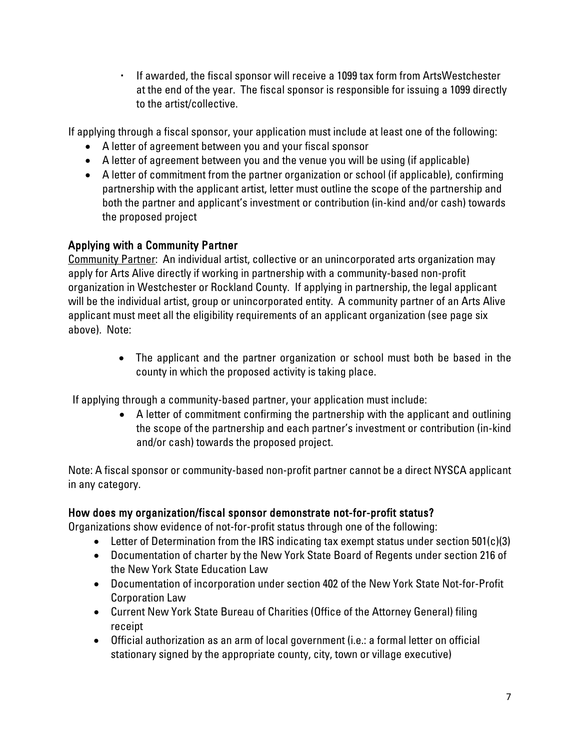- If awarded, the fiscal sponsor will receive a 1099 tax form from ArtsWestchester at the end of the year. The fiscal sponsor is responsible for issuing a 1099 directly to the artist/collective.

If applying through a fiscal sponsor, your application must include at least one of the following:

- A letter of agreement between you and your fiscal sponsor
- A letter of agreement between you and the venue you will be using (if applicable)
- A letter of commitment from the partner organization or school (if applicable), confirming partnership with the applicant artist, letter must outline the scope of the partnership and both the partner and applicant's investment or contribution (in-kind and/or cash) towards the proposed project

### Applying with a Community Partner

Community Partner: An individual artist, collective or an unincorporated arts organization may apply for Arts Alive directly if working in partnership with a community-based non-profit organization in Westchester or Rockland County. If applying in partnership, the legal applicant will be the individual artist, group or unincorporated entity. A community partner of an Arts Alive applicant must meet all the eligibility requirements of an applicant organization (see page six above). Note:

- The applicant and the partner organization or school must both be based in the county in which the proposed activity is taking place.

If applying through a community-based partner, your application must include:

- A letter of commitment confirming the partnership with the applicant and outlining the scope of the partnership and each partner's investment or contribution (in-kind and/or cash) towards the proposed project.

Note: A fiscal sponsor or community-based non-profit partner cannot be a direct NYSCA applicant in any category.

### How does my organization/fiscal sponsor demonstrate not-for-profit status?

Organizations show evidence of not-for-profit status through one of the following:

- Letter of Determination from the IRS indicating tax exempt status under section 501(c)(3)
- Documentation of charter by the New York State Board of Regents under section 216 of the New York State Education Law
- Documentation of incorporation under section 402 of the New York State Not-for-Profit Corporation Law
- Current New York State Bureau of Charities (Office of the Attorney General) filing receipt
- Official authorization as an arm of local government (i.e.: a formal letter on official stationary signed by the appropriate county, city, town or village executive)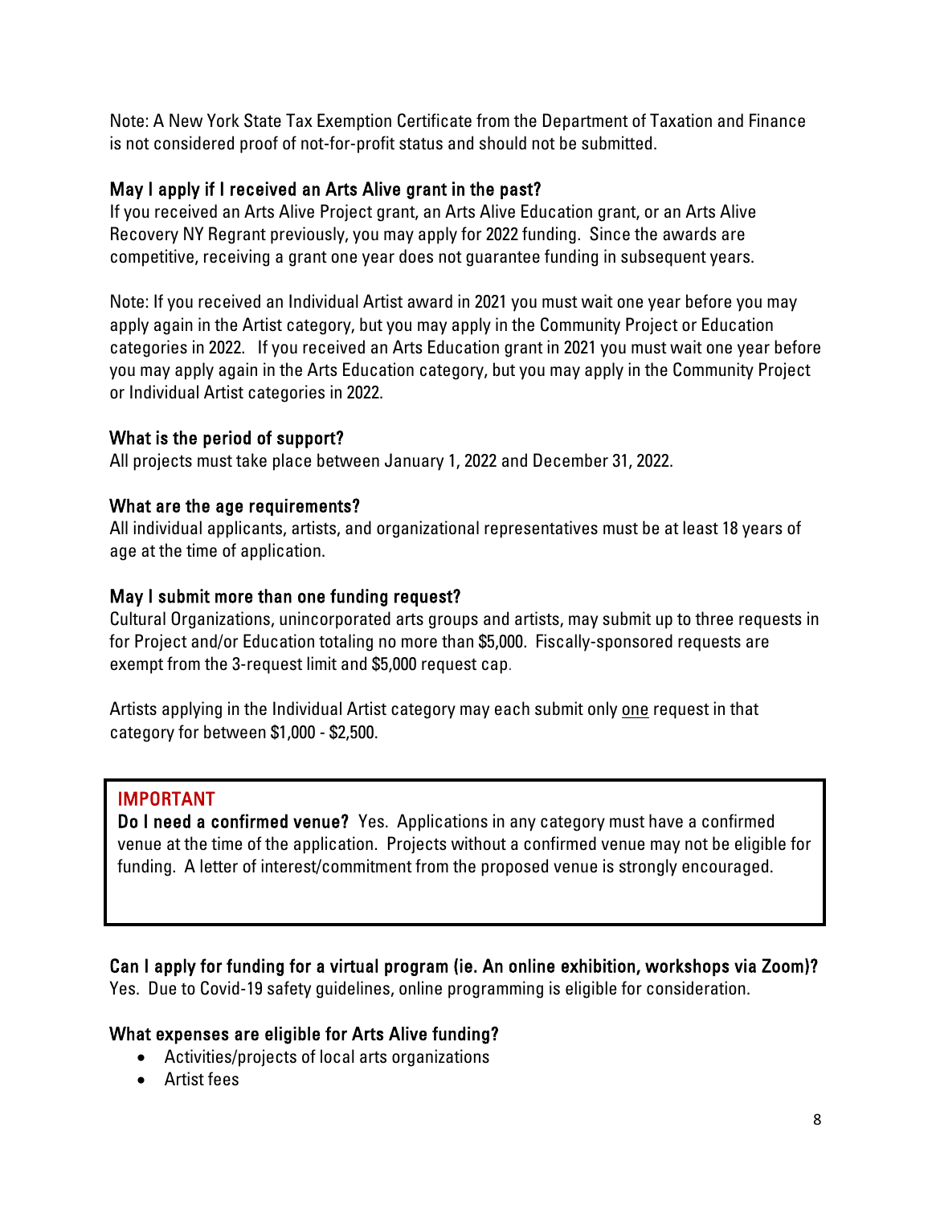Note: A New York State Tax Exemption Certificate from the Department of Taxation and Finance is not considered proof of not-for-profit status and should not be submitted.

### May I apply if I received an Arts Alive grant in the past?

If you received an Arts Alive Project grant, an Arts Alive Education grant, or an Arts Alive Recovery NY Regrant previously, you may apply for 2022 funding. Since the awards are competitive, receiving a grant one year does not guarantee funding in subsequent years.

Note: If you received an Individual Artist award in 2021 you must wait one year before you may apply again in the Artist category, but you may apply in the Community Project or Education categories in 2022. If you received an Arts Education grant in 2021 you must wait one year before you may apply again in the Arts Education category, but you may apply in the Community Project or Individual Artist categories in 2022.

### What is the period of support?

All projects must take place between January 1, 2022 and December 31, 2022.

### What are the age requirements?

All individual applicants, artists, and organizational representatives must be at least 18 years of age at the time of application.

### May I submit more than one funding request?

Cultural Organizations, unincorporated arts groups and artists, may submit up to three requests in for Project and/or Education totaling no more than $5,000. Fiscally-sponsored requests are exempt from the 3-request limit and $5,000 request cap.

Artists applying in the Individual Artist category may each submit only <u>one</u> request in that category for between $1,000 - $2,500.

> **IMPORTANT**
>
> **Do I need a confirmed venue?** Yes. Applications in any category must have a confirmed venue at the time of the application. Projects without a confirmed venue may not be eligible for funding. A letter of interest/commitment from the proposed venue is strongly encouraged.

### Can I apply for funding for a virtual program (ie. An online exhibition, workshops via Zoom)?

Yes. Due to Covid-19 safety guidelines, online programming is eligible for consideration.

### What expenses are eligible for Arts Alive funding?

- Activities/projects of local arts organizations
- Artist fees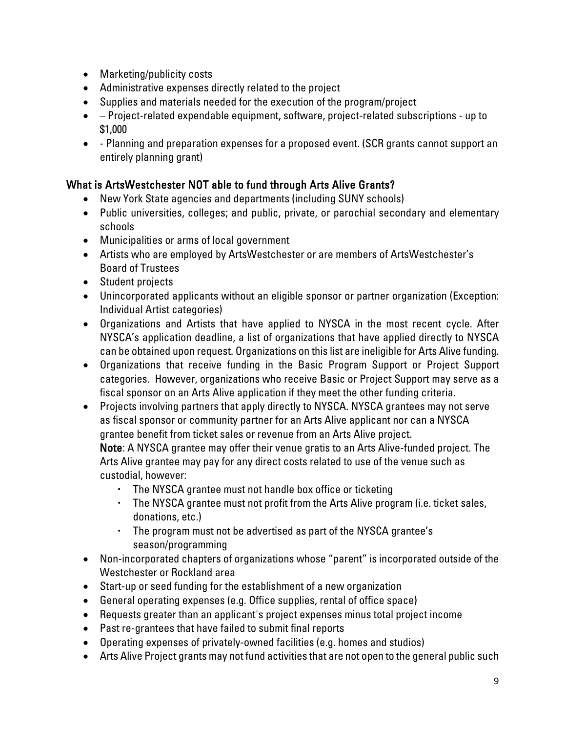- Marketing/publicity costs
- Administrative expenses directly related to the project
- Supplies and materials needed for the execution of the program/project
- – Project-related expendable equipment, software, project-related subscriptions - up to $1,000
- - Planning and preparation expenses for a proposed event. (SCR grants cannot support an entirely planning grant)

### What is ArtsWestchester NOT able to fund through Arts Alive Grants?

- New York State agencies and departments (including SUNY schools)
- Public universities, colleges; and public, private, or parochial secondary and elementary schools
- Municipalities or arms of local government
- Artists who are employed by ArtsWestchester or are members of ArtsWestchester's Board of Trustees
- Student projects
- Unincorporated applicants without an eligible sponsor or partner organization (Exception: Individual Artist categories)
- Organizations and Artists that have applied to NYSCA in the most recent cycle. After NYSCA's application deadline, a list of organizations that have applied directly to NYSCA can be obtained upon request. Organizations on this list are ineligible for Arts Alive funding.
- Organizations that receive funding in the Basic Program Support or Project Support categories. However, organizations who receive Basic or Project Support may serve as a fiscal sponsor on an Arts Alive application if they meet the other funding criteria.
- Projects involving partners that apply directly to NYSCA. NYSCA grantees may not serve as fiscal sponsor or community partner for an Arts Alive applicant nor can a NYSCA grantee benefit from ticket sales or revenue from an Arts Alive project.
  **Note**: A NYSCA grantee may offer their venue gratis to an Arts Alive-funded project. The Arts Alive grantee may pay for any direct costs related to use of the venue such as custodial, however:
  - The NYSCA grantee must not handle box office or ticketing
  - The NYSCA grantee must not profit from the Arts Alive program (i.e. ticket sales, donations, etc.)
  - The program must not be advertised as part of the NYSCA grantee's season/programming
- Non-incorporated chapters of organizations whose "parent" is incorporated outside of the Westchester or Rockland area
- Start-up or seed funding for the establishment of a new organization
- General operating expenses (e.g. Office supplies, rental of office space)
- Requests greater than an applicant's project expenses minus total project income
- Past re-grantees that have failed to submit final reports
- Operating expenses of privately-owned facilities (e.g. homes and studios)
- Arts Alive Project grants may not fund activities that are not open to the general public such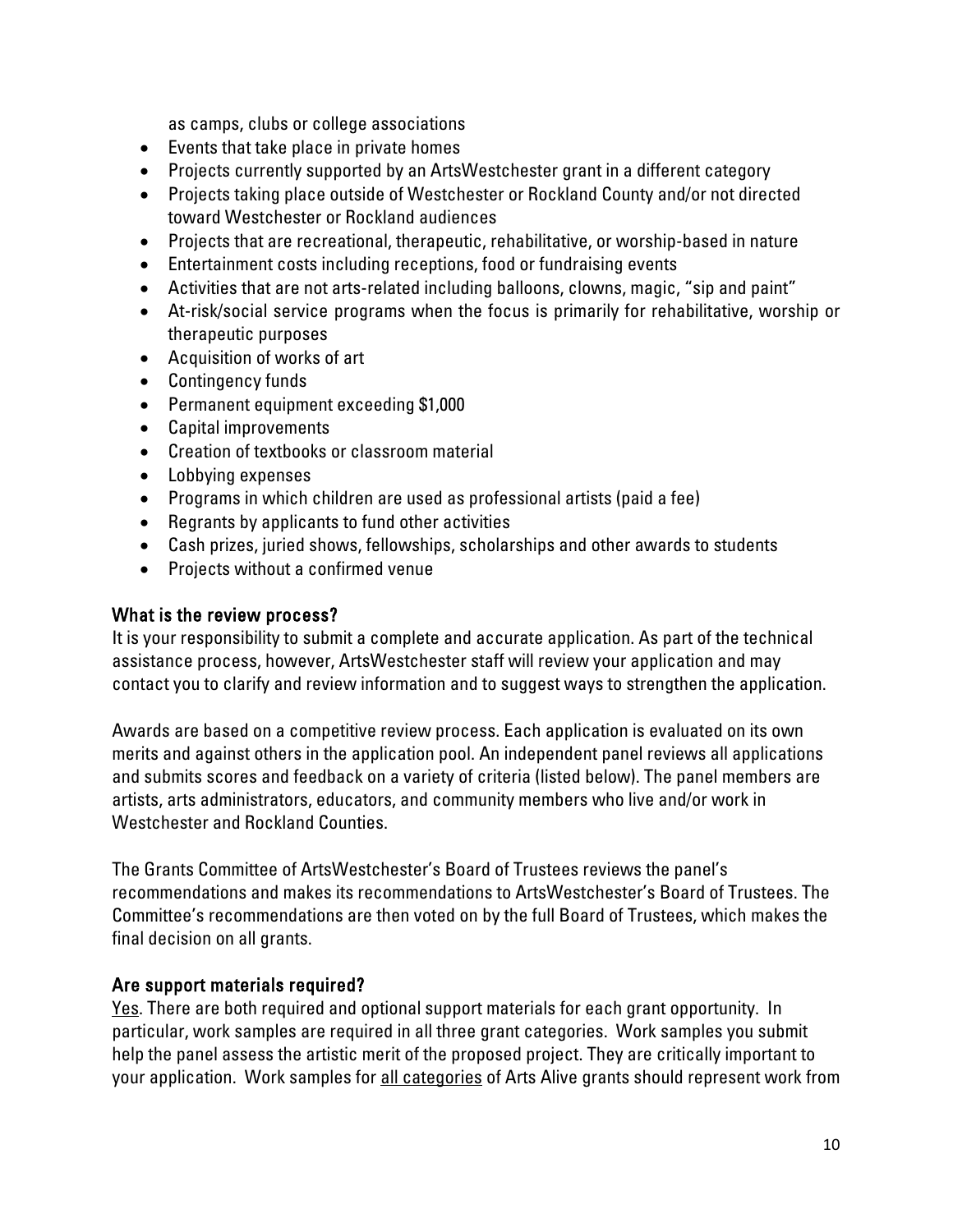as camps, clubs or college associations

- Events that take place in private homes
- Projects currently supported by an ArtsWestchester grant in a different category
- Projects taking place outside of Westchester or Rockland County and/or not directed toward Westchester or Rockland audiences
- Projects that are recreational, therapeutic, rehabilitative, or worship-based in nature
- Entertainment costs including receptions, food or fundraising events
- Activities that are not arts-related including balloons, clowns, magic, "sip and paint"
- At-risk/social service programs when the focus is primarily for rehabilitative, worship or therapeutic purposes
- Acquisition of works of art
- Contingency funds
- Permanent equipment exceeding $1,000
- Capital improvements
- Creation of textbooks or classroom material
- Lobbying expenses
- Programs in which children are used as professional artists (paid a fee)
- Regrants by applicants to fund other activities
- Cash prizes, juried shows, fellowships, scholarships and other awards to students
- Projects without a confirmed venue

## What is the review process?

It is your responsibility to submit a complete and accurate application. As part of the technical assistance process, however, ArtsWestchester staff will review your application and may contact you to clarify and review information and to suggest ways to strengthen the application.

Awards are based on a competitive review process. Each application is evaluated on its own merits and against others in the application pool. An independent panel reviews all applications and submits scores and feedback on a variety of criteria (listed below). The panel members are artists, arts administrators, educators, and community members who live and/or work in Westchester and Rockland Counties.

The Grants Committee of ArtsWestchester's Board of Trustees reviews the panel's recommendations and makes its recommendations to ArtsWestchester's Board of Trustees. The Committee's recommendations are then voted on by the full Board of Trustees, which makes the final decision on all grants.

## Are support materials required?

Yes. There are both required and optional support materials for each grant opportunity. In particular, work samples are required in all three grant categories. Work samples you submit help the panel assess the artistic merit of the proposed project. They are critically important to your application. Work samples for all categories of Arts Alive grants should represent work from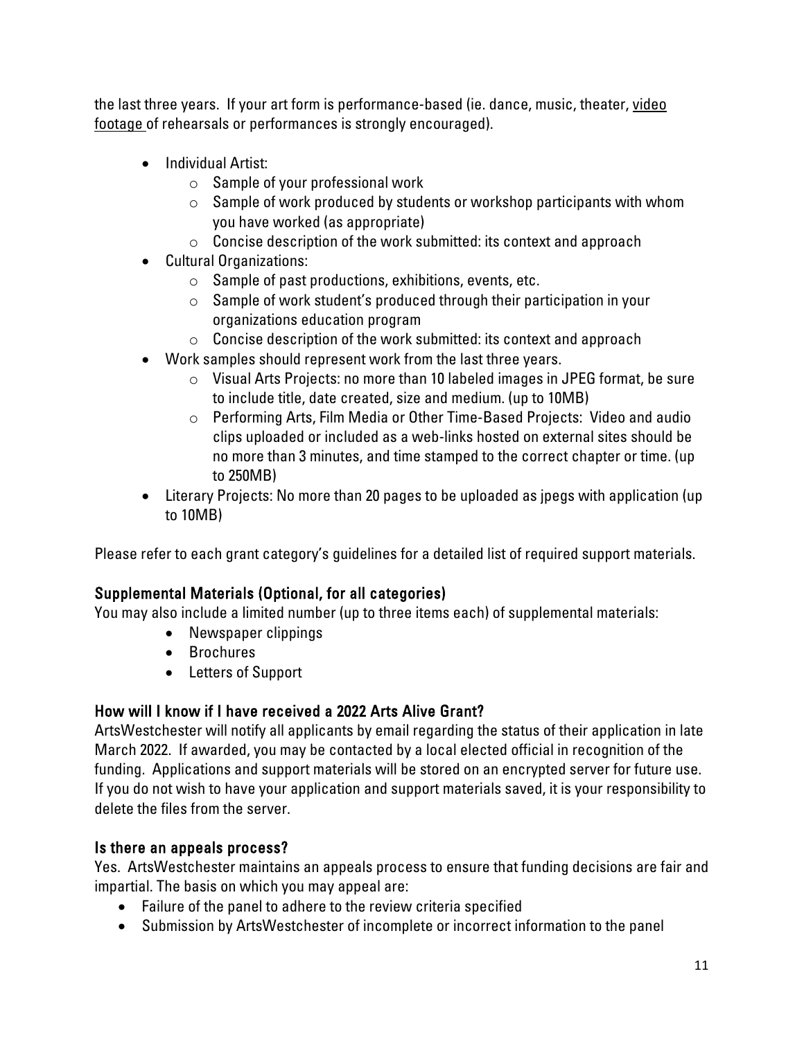the last three years. If your art form is performance-based (ie. dance, music, theater, video footage of rehearsals or performances is strongly encouraged).

- Individual Artist:
  - Sample of your professional work
  - Sample of work produced by students or workshop participants with whom you have worked (as appropriate)
  - Concise description of the work submitted: its context and approach
- Cultural Organizations:
  - Sample of past productions, exhibitions, events, etc.
  - Sample of work student's produced through their participation in your organizations education program
  - Concise description of the work submitted: its context and approach
- Work samples should represent work from the last three years.
  - Visual Arts Projects: no more than 10 labeled images in JPEG format, be sure to include title, date created, size and medium. (up to 10MB)
  - Performing Arts, Film Media or Other Time-Based Projects: Video and audio clips uploaded or included as a web-links hosted on external sites should be no more than 3 minutes, and time stamped to the correct chapter or time. (up to 250MB)
- Literary Projects: No more than 20 pages to be uploaded as jpegs with application (up to 10MB)

Please refer to each grant category's guidelines for a detailed list of required support materials.

### Supplemental Materials (Optional, for all categories)

You may also include a limited number (up to three items each) of supplemental materials:

- Newspaper clippings
- Brochures
- Letters of Support

### How will I know if I have received a 2022 Arts Alive Grant?

ArtsWestchester will notify all applicants by email regarding the status of their application in late March 2022. If awarded, you may be contacted by a local elected official in recognition of the funding. Applications and support materials will be stored on an encrypted server for future use. If you do not wish to have your application and support materials saved, it is your responsibility to delete the files from the server.

### Is there an appeals process?

Yes. ArtsWestchester maintains an appeals process to ensure that funding decisions are fair and impartial. The basis on which you may appeal are:

- Failure of the panel to adhere to the review criteria specified
- Submission by ArtsWestchester of incomplete or incorrect information to the panel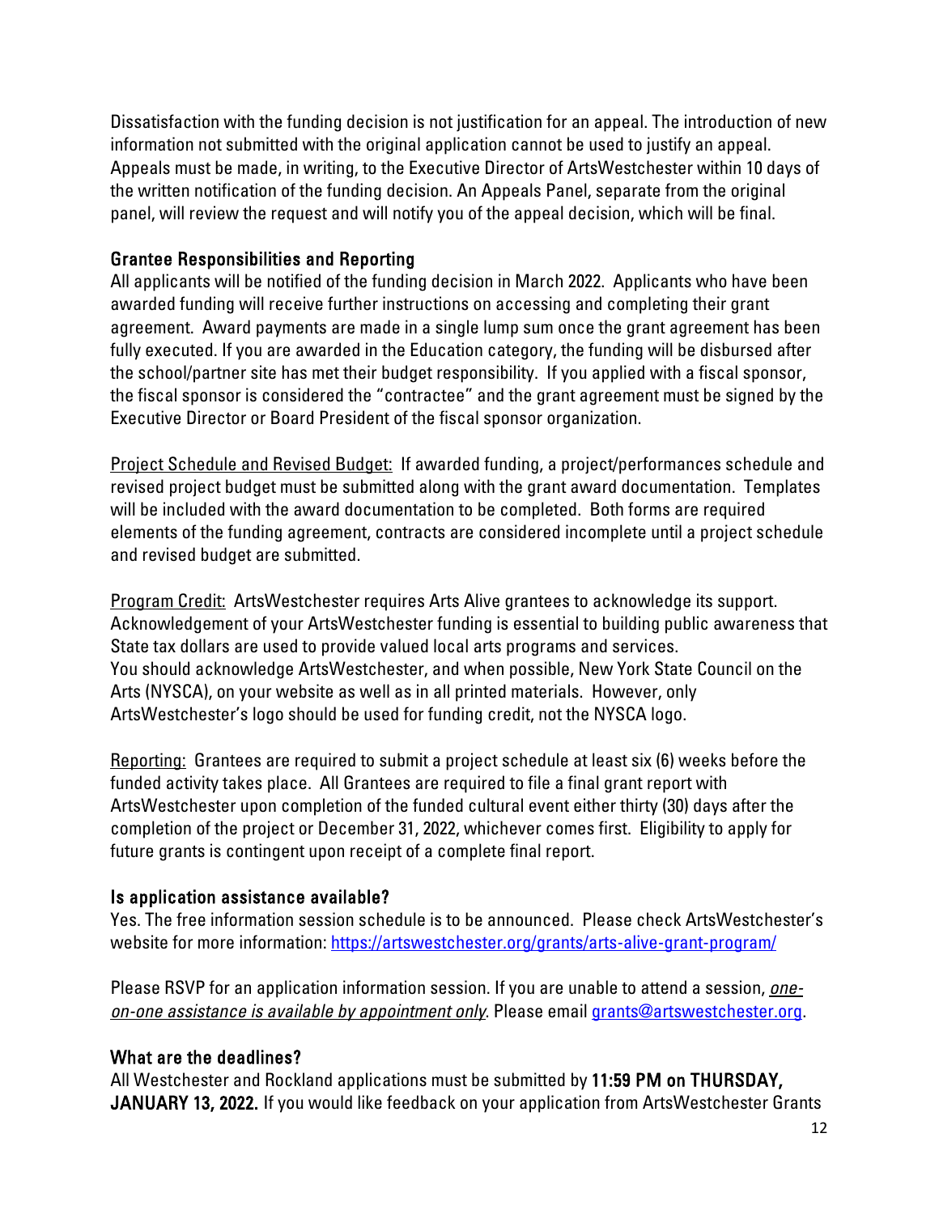Dissatisfaction with the funding decision is not justification for an appeal. The introduction of new information not submitted with the original application cannot be used to justify an appeal. Appeals must be made, in writing, to the Executive Director of ArtsWestchester within 10 days of the written notification of the funding decision. An Appeals Panel, separate from the original panel, will review the request and will notify you of the appeal decision, which will be final.

### Grantee Responsibilities and Reporting

All applicants will be notified of the funding decision in March 2022. Applicants who have been awarded funding will receive further instructions on accessing and completing their grant agreement. Award payments are made in a single lump sum once the grant agreement has been fully executed. If you are awarded in the Education category, the funding will be disbursed after the school/partner site has met their budget responsibility. If you applied with a fiscal sponsor, the fiscal sponsor is considered the "contractee" and the grant agreement must be signed by the Executive Director or Board President of the fiscal sponsor organization.

<u>Project Schedule and Revised Budget:</u> If awarded funding, a project/performances schedule and revised project budget must be submitted along with the grant award documentation. Templates will be included with the award documentation to be completed. Both forms are required elements of the funding agreement, contracts are considered incomplete until a project schedule and revised budget are submitted.

<u>Program Credit:</u> ArtsWestchester requires Arts Alive grantees to acknowledge its support. Acknowledgement of your ArtsWestchester funding is essential to building public awareness that State tax dollars are used to provide valued local arts programs and services.
You should acknowledge ArtsWestchester, and when possible, New York State Council on the Arts (NYSCA), on your website as well as in all printed materials. However, only ArtsWestchester's logo should be used for funding credit, not the NYSCA logo.

<u>Reporting:</u> Grantees are required to submit a project schedule at least six (6) weeks before the funded activity takes place. All Grantees are required to file a final grant report with ArtsWestchester upon completion of the funded cultural event either thirty (30) days after the completion of the project or December 31, 2022, whichever comes first. Eligibility to apply for future grants is contingent upon receipt of a complete final report.

### Is application assistance available?

Yes. The free information session schedule is to be announced. Please check ArtsWestchester's website for more information: https://artswestchester.org/grants/arts-alive-grant-program/

Please RSVP for an application information session. If you are unable to attend a session, *<u>one-on-one assistance is available by appointment only</u>*. Please email grants@artswestchester.org.

### What are the deadlines?

All Westchester and Rockland applications must be submitted by **11:59 PM on THURSDAY, JANUARY 13, 2022.** If you would like feedback on your application from ArtsWestchester Grants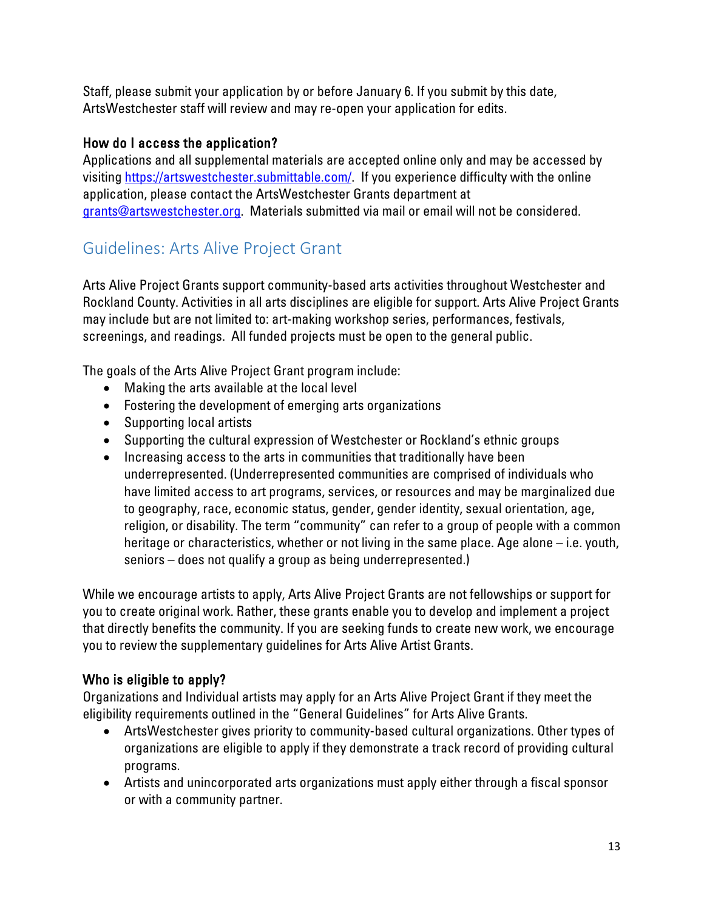Staff, please submit your application by or before January 6. If you submit by this date, ArtsWestchester staff will review and may re-open your application for edits.

### How do I access the application?

Applications and all supplemental materials are accepted online only and may be accessed by visiting https://artswestchester.submittable.com/. If you experience difficulty with the online application, please contact the ArtsWestchester Grants department at grants@artswestchester.org. Materials submitted via mail or email will not be considered.

## Guidelines: Arts Alive Project Grant

Arts Alive Project Grants support community-based arts activities throughout Westchester and Rockland County. Activities in all arts disciplines are eligible for support. Arts Alive Project Grants may include but are not limited to: art-making workshop series, performances, festivals, screenings, and readings. All funded projects must be open to the general public.

The goals of the Arts Alive Project Grant program include:

- Making the arts available at the local level
- Fostering the development of emerging arts organizations
- Supporting local artists
- Supporting the cultural expression of Westchester or Rockland's ethnic groups
- Increasing access to the arts in communities that traditionally have been underrepresented. (Underrepresented communities are comprised of individuals who have limited access to art programs, services, or resources and may be marginalized due to geography, race, economic status, gender, gender identity, sexual orientation, age, religion, or disability. The term "community" can refer to a group of people with a common heritage or characteristics, whether or not living in the same place. Age alone – i.e. youth, seniors – does not qualify a group as being underrepresented.)

While we encourage artists to apply, Arts Alive Project Grants are not fellowships or support for you to create original work. Rather, these grants enable you to develop and implement a project that directly benefits the community. If you are seeking funds to create new work, we encourage you to review the supplementary guidelines for Arts Alive Artist Grants.

### Who is eligible to apply?

Organizations and Individual artists may apply for an Arts Alive Project Grant if they meet the eligibility requirements outlined in the "General Guidelines" for Arts Alive Grants.

- ArtsWestchester gives priority to community-based cultural organizations. Other types of organizations are eligible to apply if they demonstrate a track record of providing cultural programs.
- Artists and unincorporated arts organizations must apply either through a fiscal sponsor or with a community partner.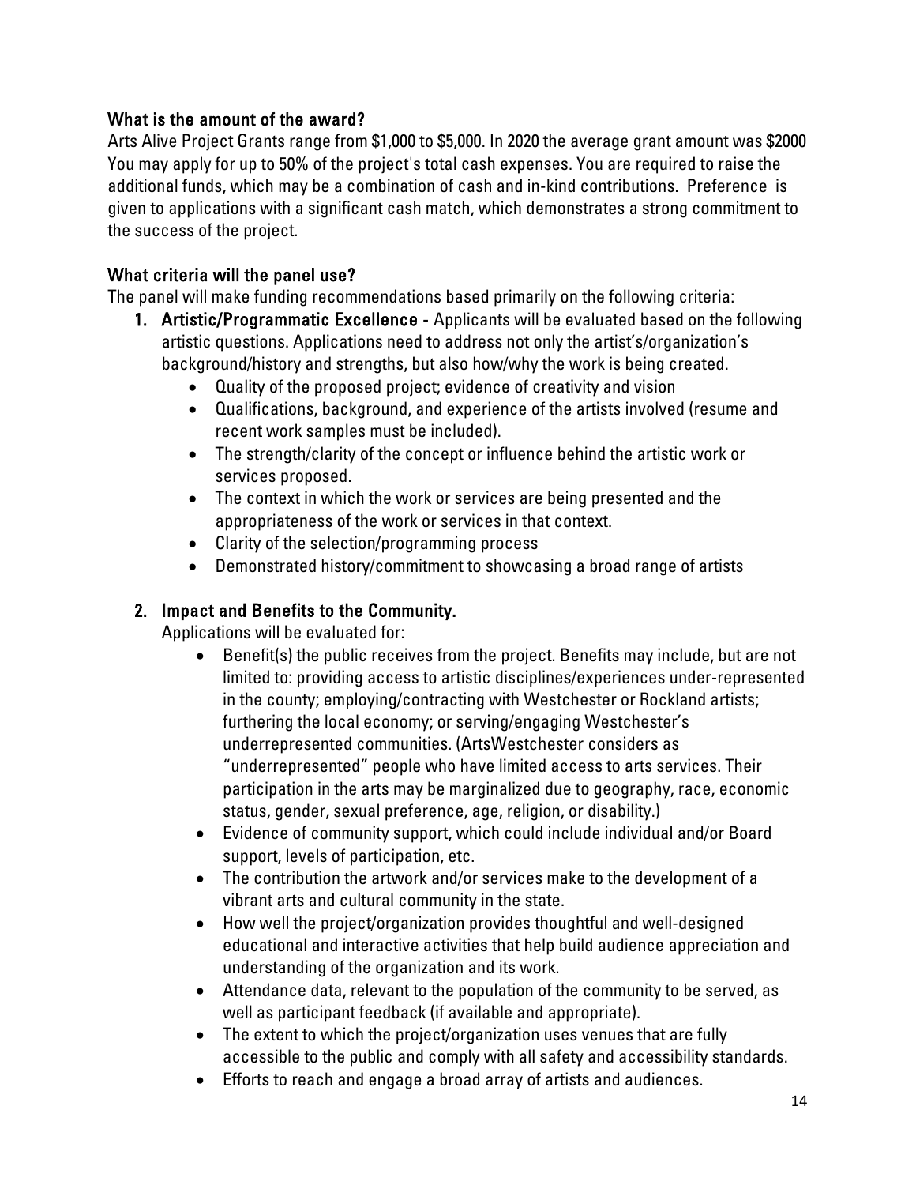### What is the amount of the award?

Arts Alive Project Grants range from $1,000 to $5,000. In 2020 the average grant amount was $2000 You may apply for up to 50% of the project's total cash expenses. You are required to raise the additional funds, which may be a combination of cash and in-kind contributions. Preference is given to applications with a significant cash match, which demonstrates a strong commitment to the success of the project.

### What criteria will the panel use?

The panel will make funding recommendations based primarily on the following criteria:

1. **Artistic/Programmatic Excellence** - Applicants will be evaluated based on the following artistic questions. Applications need to address not only the artist's/organization's background/history and strengths, but also how/why the work is being created.
   - Quality of the proposed project; evidence of creativity and vision
   - Qualifications, background, and experience of the artists involved (resume and recent work samples must be included).
   - The strength/clarity of the concept or influence behind the artistic work or services proposed.
   - The context in which the work or services are being presented and the appropriateness of the work or services in that context.
   - Clarity of the selection/programming process
   - Demonstrated history/commitment to showcasing a broad range of artists

2. **Impact and Benefits to the Community.**

   Applications will be evaluated for:
   - Benefit(s) the public receives from the project. Benefits may include, but are not limited to: providing access to artistic disciplines/experiences under-represented in the county; employing/contracting with Westchester or Rockland artists; furthering the local economy; or serving/engaging Westchester's underrepresented communities. (ArtsWestchester considers as "underrepresented" people who have limited access to arts services. Their participation in the arts may be marginalized due to geography, race, economic status, gender, sexual preference, age, religion, or disability.)
   - Evidence of community support, which could include individual and/or Board support, levels of participation, etc.
   - The contribution the artwork and/or services make to the development of a vibrant arts and cultural community in the state.
   - How well the project/organization provides thoughtful and well-designed educational and interactive activities that help build audience appreciation and understanding of the organization and its work.
   - Attendance data, relevant to the population of the community to be served, as well as participant feedback (if available and appropriate).
   - The extent to which the project/organization uses venues that are fully accessible to the public and comply with all safety and accessibility standards.
   - Efforts to reach and engage a broad array of artists and audiences.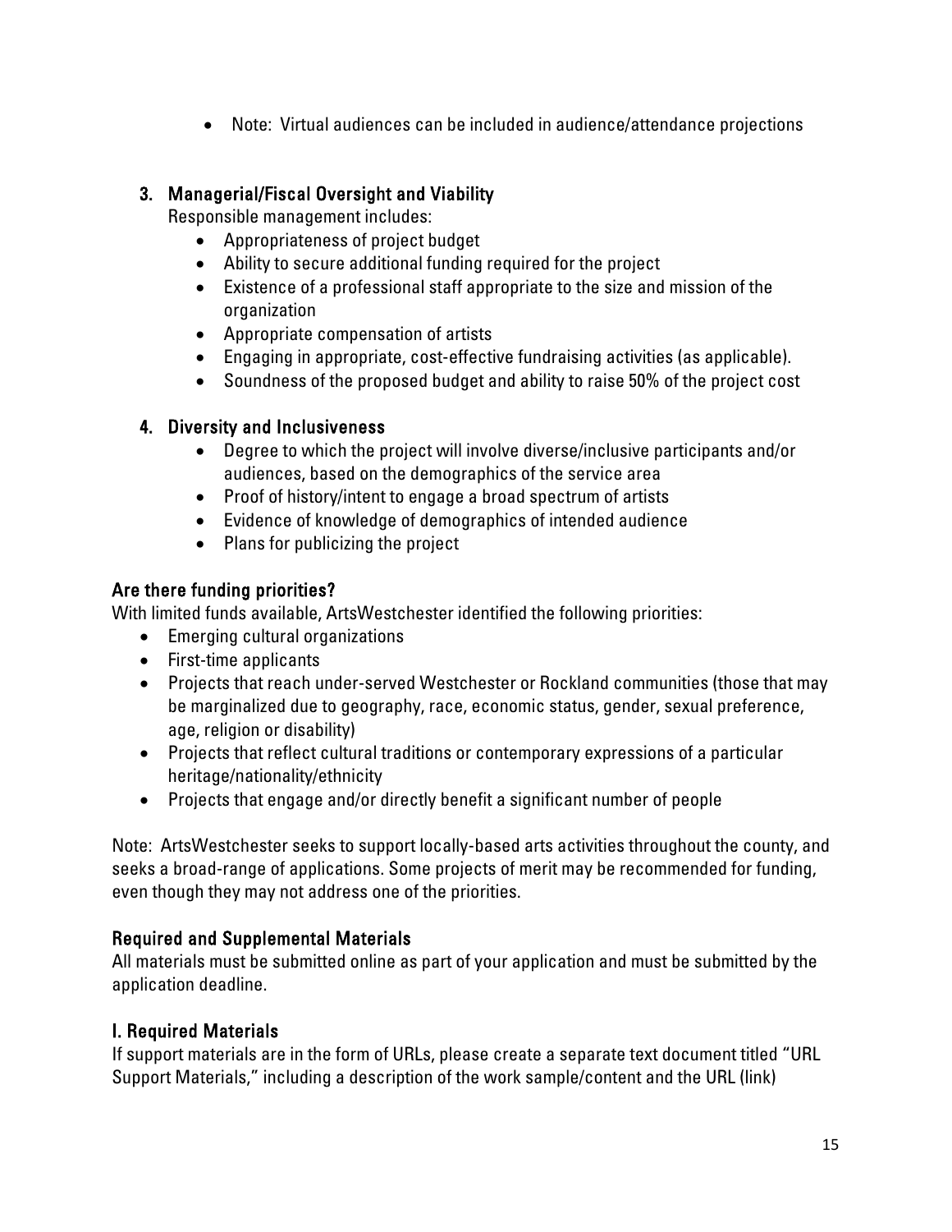- Note: Virtual audiences can be included in audience/attendance projections

### 3. Managerial/Fiscal Oversight and Viability

Responsible management includes:

- Appropriateness of project budget
- Ability to secure additional funding required for the project
- Existence of a professional staff appropriate to the size and mission of the organization
- Appropriate compensation of artists
- Engaging in appropriate, cost-effective fundraising activities (as applicable).
- Soundness of the proposed budget and ability to raise 50% of the project cost

### 4. Diversity and Inclusiveness

- Degree to which the project will involve diverse/inclusive participants and/or audiences, based on the demographics of the service area
- Proof of history/intent to engage a broad spectrum of artists
- Evidence of knowledge of demographics of intended audience
- Plans for publicizing the project

## Are there funding priorities?

With limited funds available, ArtsWestchester identified the following priorities:

- Emerging cultural organizations
- First-time applicants
- Projects that reach under-served Westchester or Rockland communities (those that may be marginalized due to geography, race, economic status, gender, sexual preference, age, religion or disability)
- Projects that reflect cultural traditions or contemporary expressions of a particular heritage/nationality/ethnicity
- Projects that engage and/or directly benefit a significant number of people

Note: ArtsWestchester seeks to support locally-based arts activities throughout the county, and seeks a broad-range of applications. Some projects of merit may be recommended for funding, even though they may not address one of the priorities.

## Required and Supplemental Materials

All materials must be submitted online as part of your application and must be submitted by the application deadline.

## I. Required Materials

If support materials are in the form of URLs, please create a separate text document titled "URL Support Materials," including a description of the work sample/content and the URL (link)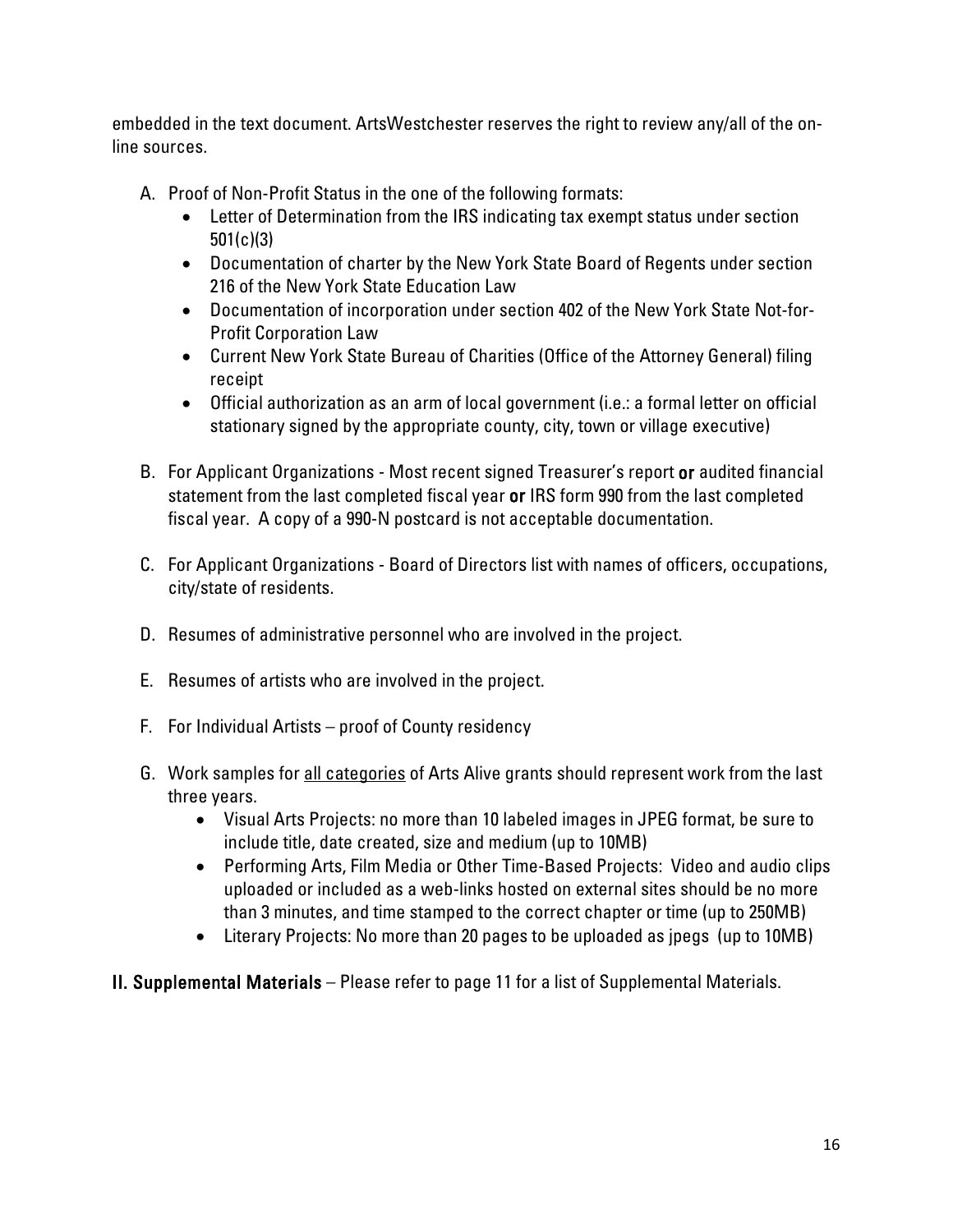embedded in the text document. ArtsWestchester reserves the right to review any/all of the on-line sources.

A. Proof of Non-Profit Status in the one of the following formats:
   - Letter of Determination from the IRS indicating tax exempt status under section 501(c)(3)
   - Documentation of charter by the New York State Board of Regents under section 216 of the New York State Education Law
   - Documentation of incorporation under section 402 of the New York State Not-for-Profit Corporation Law
   - Current New York State Bureau of Charities (Office of the Attorney General) filing receipt
   - Official authorization as an arm of local government (i.e.: a formal letter on official stationary signed by the appropriate county, city, town or village executive)

B. For Applicant Organizations - Most recent signed Treasurer's report **or** audited financial statement from the last completed fiscal year **or** IRS form 990 from the last completed fiscal year. A copy of a 990-N postcard is not acceptable documentation.

C. For Applicant Organizations - Board of Directors list with names of officers, occupations, city/state of residents.

D. Resumes of administrative personnel who are involved in the project.

E. Resumes of artists who are involved in the project.

F. For Individual Artists – proof of County residency

G. Work samples for <u>all categories</u> of Arts Alive grants should represent work from the last three years.
   - Visual Arts Projects: no more than 10 labeled images in JPEG format, be sure to include title, date created, size and medium (up to 10MB)
   - Performing Arts, Film Media or Other Time-Based Projects: Video and audio clips uploaded or included as a web-links hosted on external sites should be no more than 3 minutes, and time stamped to the correct chapter or time (up to 250MB)
   - Literary Projects: No more than 20 pages to be uploaded as jpegs (up to 10MB)

**II. Supplemental Materials** – Please refer to page 11 for a list of Supplemental Materials.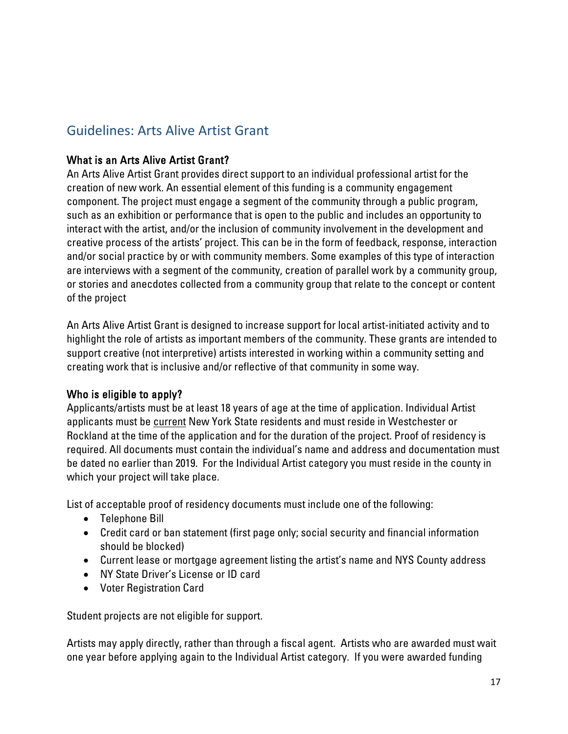## Guidelines: Arts Alive Artist Grant

### What is an Arts Alive Artist Grant?

An Arts Alive Artist Grant provides direct support to an individual professional artist for the creation of new work. An essential element of this funding is a community engagement component. The project must engage a segment of the community through a public program, such as an exhibition or performance that is open to the public and includes an opportunity to interact with the artist, and/or the inclusion of community involvement in the development and creative process of the artists' project. This can be in the form of feedback, response, interaction and/or social practice by or with community members. Some examples of this type of interaction are interviews with a segment of the community, creation of parallel work by a community group, or stories and anecdotes collected from a community group that relate to the concept or content of the project

An Arts Alive Artist Grant is designed to increase support for local artist-initiated activity and to highlight the role of artists as important members of the community. These grants are intended to support creative (not interpretive) artists interested in working within a community setting and creating work that is inclusive and/or reflective of that community in some way.

### Who is eligible to apply?

Applicants/artists must be at least 18 years of age at the time of application. Individual Artist applicants must be <u>current</u> New York State residents and must reside in Westchester or Rockland at the time of the application and for the duration of the project. Proof of residency is required. All documents must contain the individual's name and address and documentation must be dated no earlier than 2019. For the Individual Artist category you must reside in the county in which your project will take place.

List of acceptable proof of residency documents must include one of the following:

- Telephone Bill
- Credit card or ban statement (first page only; social security and financial information should be blocked)
- Current lease or mortgage agreement listing the artist's name and NYS County address
- NY State Driver's License or ID card
- Voter Registration Card

Student projects are not eligible for support.

Artists may apply directly, rather than through a fiscal agent. Artists who are awarded must wait one year before applying again to the Individual Artist category. If you were awarded funding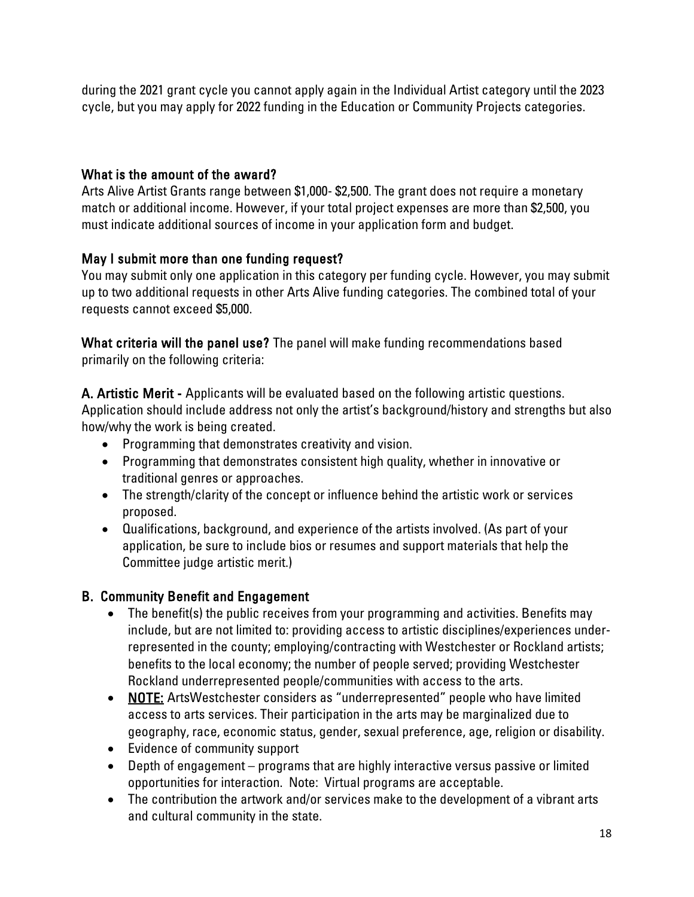during the 2021 grant cycle you cannot apply again in the Individual Artist category until the 2023 cycle, but you may apply for 2022 funding in the Education or Community Projects categories.

### What is the amount of the award?

Arts Alive Artist Grants range between $1,000- $2,500. The grant does not require a monetary match or additional income. However, if your total project expenses are more than $2,500, you must indicate additional sources of income in your application form and budget.

### May I submit more than one funding request?

You may submit only one application in this category per funding cycle. However, you may submit up to two additional requests in other Arts Alive funding categories. The combined total of your requests cannot exceed $5,000.

**What criteria will the panel use?** The panel will make funding recommendations based primarily on the following criteria:

**A. Artistic Merit -** Applicants will be evaluated based on the following artistic questions. Application should include address not only the artist's background/history and strengths but also how/why the work is being created.

- Programming that demonstrates creativity and vision.
- Programming that demonstrates consistent high quality, whether in innovative or traditional genres or approaches.
- The strength/clarity of the concept or influence behind the artistic work or services proposed.
- Qualifications, background, and experience of the artists involved. (As part of your application, be sure to include bios or resumes and support materials that help the Committee judge artistic merit.)

### B. Community Benefit and Engagement

- The benefit(s) the public receives from your programming and activities. Benefits may include, but are not limited to: providing access to artistic disciplines/experiences under-represented in the county; employing/contracting with Westchester or Rockland artists; benefits to the local economy; the number of people served; providing Westchester Rockland underrepresented people/communities with access to the arts.
- NOTE: ArtsWestchester considers as "underrepresented" people who have limited access to arts services. Their participation in the arts may be marginalized due to geography, race, economic status, gender, sexual preference, age, religion or disability.
- Evidence of community support
- Depth of engagement – programs that are highly interactive versus passive or limited opportunities for interaction. Note: Virtual programs are acceptable.
- The contribution the artwork and/or services make to the development of a vibrant arts and cultural community in the state.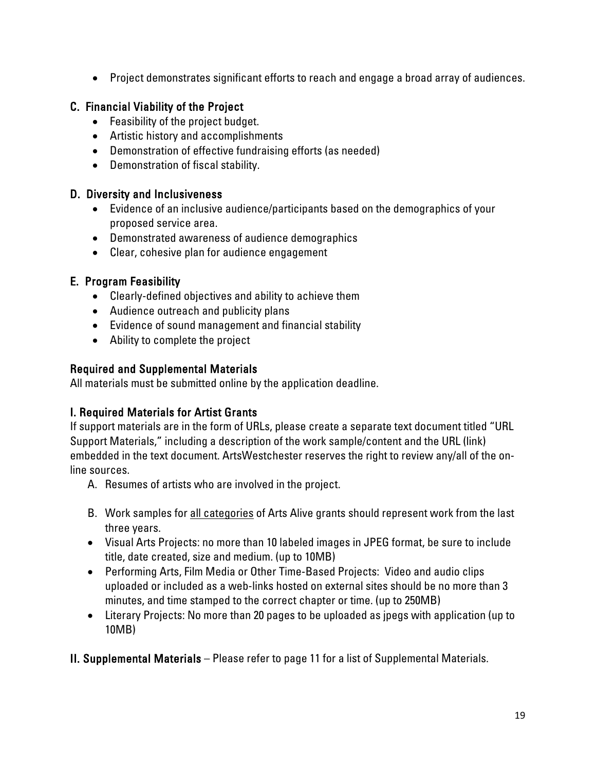- Project demonstrates significant efforts to reach and engage a broad array of audiences.

### C. Financial Viability of the Project

- Feasibility of the project budget.
- Artistic history and accomplishments
- Demonstration of effective fundraising efforts (as needed)
- Demonstration of fiscal stability.

### D. Diversity and Inclusiveness

- Evidence of an inclusive audience/participants based on the demographics of your proposed service area.
- Demonstrated awareness of audience demographics
- Clear, cohesive plan for audience engagement

### E. Program Feasibility

- Clearly-defined objectives and ability to achieve them
- Audience outreach and publicity plans
- Evidence of sound management and financial stability
- Ability to complete the project

## Required and Supplemental Materials

All materials must be submitted online by the application deadline.

### I. Required Materials for Artist Grants

If support materials are in the form of URLs, please create a separate text document titled "URL Support Materials," including a description of the work sample/content and the URL (link) embedded in the text document. ArtsWestchester reserves the right to review any/all of the on-line sources.

A. Resumes of artists who are involved in the project.

B. Work samples for <u>all categories</u> of Arts Alive grants should represent work from the last three years.

- Visual Arts Projects: no more than 10 labeled images in JPEG format, be sure to include title, date created, size and medium. (up to 10MB)
- Performing Arts, Film Media or Other Time-Based Projects: Video and audio clips uploaded or included as a web-links hosted on external sites should be no more than 3 minutes, and time stamped to the correct chapter or time. (up to 250MB)
- Literary Projects: No more than 20 pages to be uploaded as jpegs with application (up to 10MB)

### II. Supplemental Materials – Please refer to page 11 for a list of Supplemental Materials.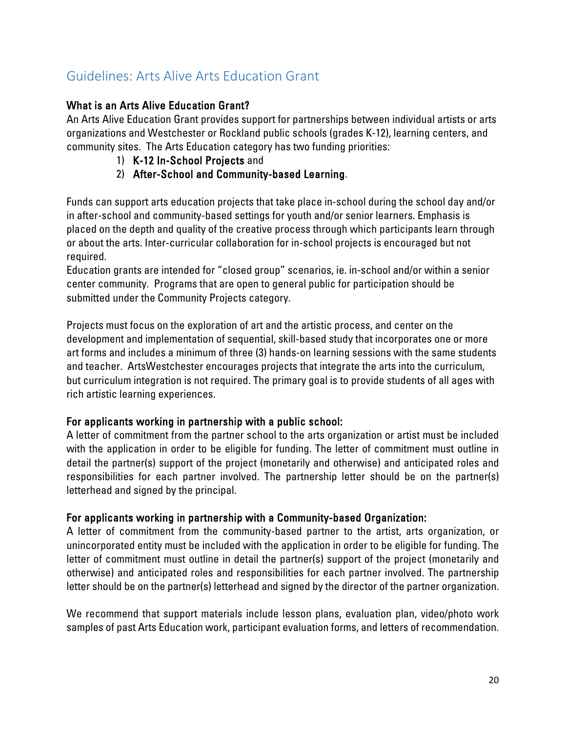## Guidelines: Arts Alive Arts Education Grant

### What is an Arts Alive Education Grant?

An Arts Alive Education Grant provides support for partnerships between individual artists or arts organizations and Westchester or Rockland public schools (grades K-12), learning centers, and community sites. The Arts Education category has two funding priorities:

1) **K-12 In-School Projects** and
2) **After-School and Community-based Learning**.

Funds can support arts education projects that take place in-school during the school day and/or in after-school and community-based settings for youth and/or senior learners. Emphasis is placed on the depth and quality of the creative process through which participants learn through or about the arts. Inter-curricular collaboration for in-school projects is encouraged but not required.

Education grants are intended for "closed group" scenarios, ie. in-school and/or within a senior center community. Programs that are open to general public for participation should be submitted under the Community Projects category.

Projects must focus on the exploration of art and the artistic process, and center on the development and implementation of sequential, skill-based study that incorporates one or more art forms and includes a minimum of three (3) hands-on learning sessions with the same students and teacher. ArtsWestchester encourages projects that integrate the arts into the curriculum, but curriculum integration is not required. The primary goal is to provide students of all ages with rich artistic learning experiences.

### For applicants working in partnership with a public school:

A letter of commitment from the partner school to the arts organization or artist must be included with the application in order to be eligible for funding. The letter of commitment must outline in detail the partner(s) support of the project (monetarily and otherwise) and anticipated roles and responsibilities for each partner involved. The partnership letter should be on the partner(s) letterhead and signed by the principal.

### For applicants working in partnership with a Community-based Organization:

A letter of commitment from the community-based partner to the artist, arts organization, or unincorporated entity must be included with the application in order to be eligible for funding. The letter of commitment must outline in detail the partner(s) support of the project (monetarily and otherwise) and anticipated roles and responsibilities for each partner involved. The partnership letter should be on the partner(s) letterhead and signed by the director of the partner organization.

We recommend that support materials include lesson plans, evaluation plan, video/photo work samples of past Arts Education work, participant evaluation forms, and letters of recommendation.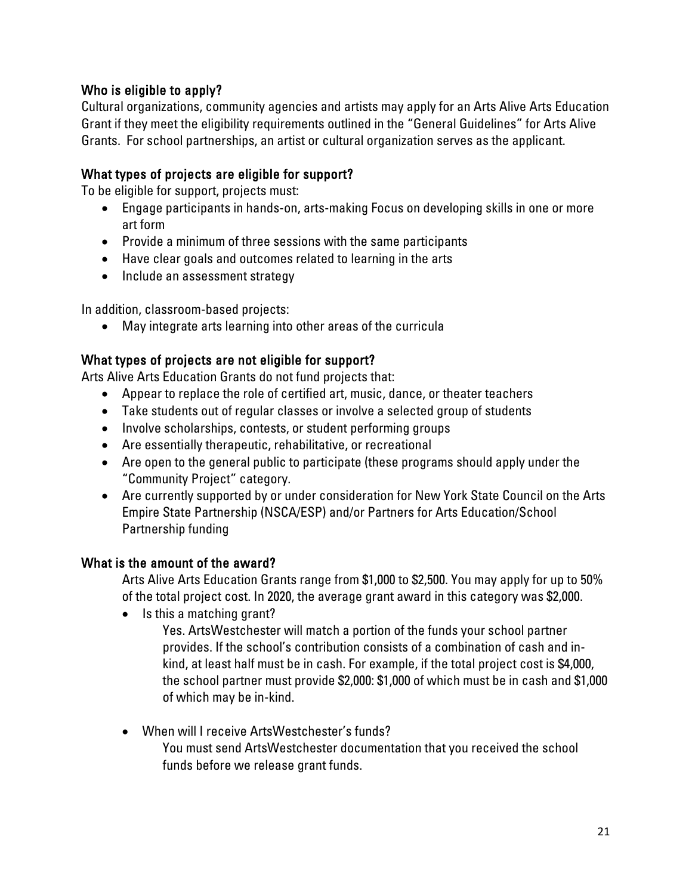### Who is eligible to apply?

Cultural organizations, community agencies and artists may apply for an Arts Alive Arts Education Grant if they meet the eligibility requirements outlined in the "General Guidelines" for Arts Alive Grants. For school partnerships, an artist or cultural organization serves as the applicant.

### What types of projects are eligible for support?

To be eligible for support, projects must:

- Engage participants in hands-on, arts-making Focus on developing skills in one or more art form
- Provide a minimum of three sessions with the same participants
- Have clear goals and outcomes related to learning in the arts
- Include an assessment strategy

In addition, classroom-based projects:

- May integrate arts learning into other areas of the curricula

### What types of projects are not eligible for support?

Arts Alive Arts Education Grants do not fund projects that:

- Appear to replace the role of certified art, music, dance, or theater teachers
- Take students out of regular classes or involve a selected group of students
- Involve scholarships, contests, or student performing groups
- Are essentially therapeutic, rehabilitative, or recreational
- Are open to the general public to participate (these programs should apply under the "Community Project" category.
- Are currently supported by or under consideration for New York State Council on the Arts Empire State Partnership (NSCA/ESP) and/or Partners for Arts Education/School Partnership funding

### What is the amount of the award?

Arts Alive Arts Education Grants range from $1,000 to $2,500. You may apply for up to 50% of the total project cost. In 2020, the average grant award in this category was $2,000.

- Is this a matching grant?

  Yes. ArtsWestchester will match a portion of the funds your school partner provides. If the school's contribution consists of a combination of cash and in-kind, at least half must be in cash. For example, if the total project cost is $4,000, the school partner must provide $2,000: $1,000 of which must be in cash and $1,000 of which may be in-kind.

- When will I receive ArtsWestchester's funds?

  You must send ArtsWestchester documentation that you received the school funds before we release grant funds.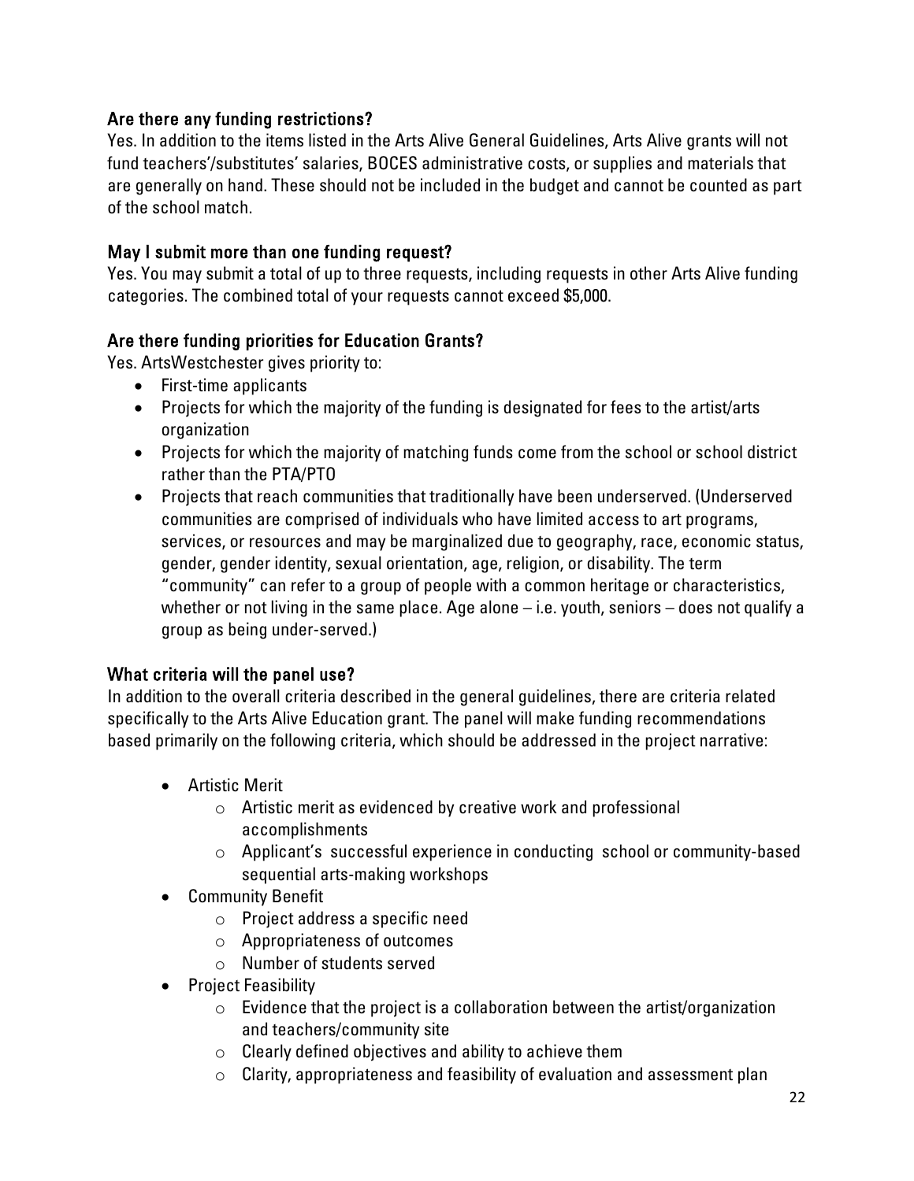### Are there any funding restrictions?

Yes. In addition to the items listed in the Arts Alive General Guidelines, Arts Alive grants will not fund teachers'/substitutes' salaries, BOCES administrative costs, or supplies and materials that are generally on hand. These should not be included in the budget and cannot be counted as part of the school match.

### May I submit more than one funding request?

Yes. You may submit a total of up to three requests, including requests in other Arts Alive funding categories. The combined total of your requests cannot exceed $5,000.

### Are there funding priorities for Education Grants?

Yes. ArtsWestchester gives priority to:

- First-time applicants
- Projects for which the majority of the funding is designated for fees to the artist/arts organization
- Projects for which the majority of matching funds come from the school or school district rather than the PTA/PTO
- Projects that reach communities that traditionally have been underserved. (Underserved communities are comprised of individuals who have limited access to art programs, services, or resources and may be marginalized due to geography, race, economic status, gender, gender identity, sexual orientation, age, religion, or disability. The term "community" can refer to a group of people with a common heritage or characteristics, whether or not living in the same place. Age alone – i.e. youth, seniors – does not qualify a group as being under-served.)

### What criteria will the panel use?

In addition to the overall criteria described in the general guidelines, there are criteria related specifically to the Arts Alive Education grant. The panel will make funding recommendations based primarily on the following criteria, which should be addressed in the project narrative:

- Artistic Merit
  - Artistic merit as evidenced by creative work and professional accomplishments
  - Applicant's successful experience in conducting school or community-based sequential arts-making workshops
- Community Benefit
  - Project address a specific need
  - Appropriateness of outcomes
  - Number of students served
- Project Feasibility
  - Evidence that the project is a collaboration between the artist/organization and teachers/community site
  - Clearly defined objectives and ability to achieve them
  - Clarity, appropriateness and feasibility of evaluation and assessment plan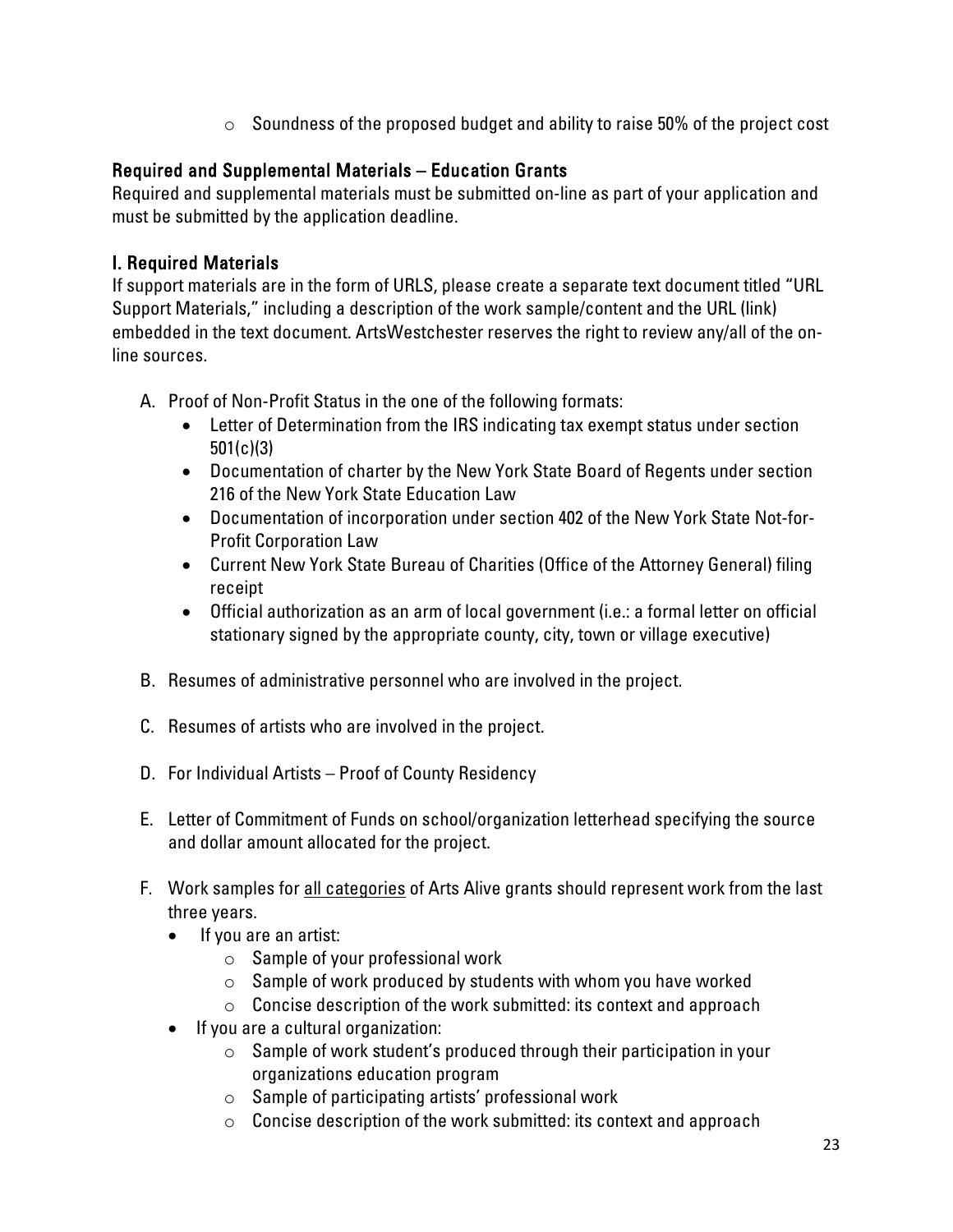- Soundness of the proposed budget and ability to raise 50% of the project cost

### Required and Supplemental Materials – Education Grants

Required and supplemental materials must be submitted on-line as part of your application and must be submitted by the application deadline.

### I. Required Materials

If support materials are in the form of URLS, please create a separate text document titled "URL Support Materials," including a description of the work sample/content and the URL (link) embedded in the text document. ArtsWestchester reserves the right to review any/all of the on-line sources.

A. Proof of Non-Profit Status in the one of the following formats:
   - Letter of Determination from the IRS indicating tax exempt status under section 501(c)(3)
   - Documentation of charter by the New York State Board of Regents under section 216 of the New York State Education Law
   - Documentation of incorporation under section 402 of the New York State Not-for-Profit Corporation Law
   - Current New York State Bureau of Charities (Office of the Attorney General) filing receipt
   - Official authorization as an arm of local government (i.e.: a formal letter on official stationary signed by the appropriate county, city, town or village executive)

B. Resumes of administrative personnel who are involved in the project.

C. Resumes of artists who are involved in the project.

D. For Individual Artists – Proof of County Residency

E. Letter of Commitment of Funds on school/organization letterhead specifying the source and dollar amount allocated for the project.

F. Work samples for <u>all categories</u> of Arts Alive grants should represent work from the last three years.
   - If you are an artist:
     - Sample of your professional work
     - Sample of work produced by students with whom you have worked
     - Concise description of the work submitted: its context and approach
   - If you are a cultural organization:
     - Sample of work student's produced through their participation in your organizations education program
     - Sample of participating artists' professional work
     - Concise description of the work submitted: its context and approach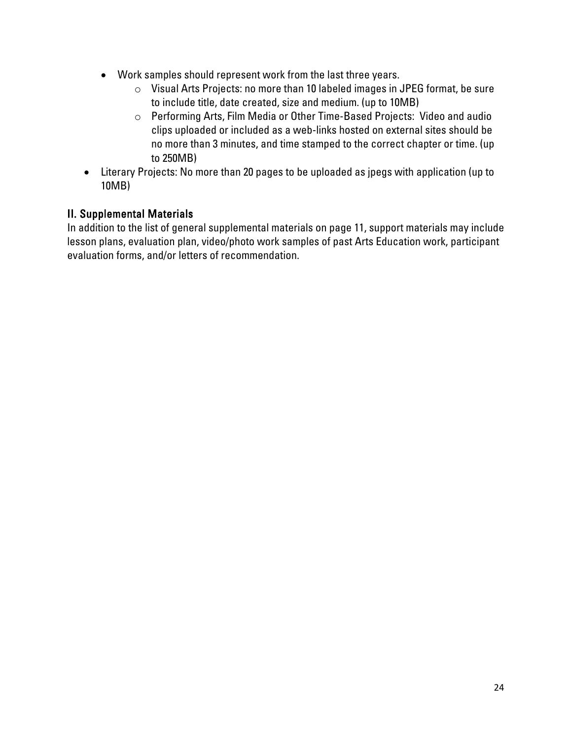- Work samples should represent work from the last three years.
    - Visual Arts Projects: no more than 10 labeled images in JPEG format, be sure to include title, date created, size and medium. (up to 10MB)
    - Performing Arts, Film Media or Other Time-Based Projects: Video and audio clips uploaded or included as a web-links hosted on external sites should be no more than 3 minutes, and time stamped to the correct chapter or time. (up to 250MB)
- Literary Projects: No more than 20 pages to be uploaded as jpegs with application (up to 10MB)

## II. Supplemental Materials

In addition to the list of general supplemental materials on page 11, support materials may include lesson plans, evaluation plan, video/photo work samples of past Arts Education work, participant evaluation forms, and/or letters of recommendation.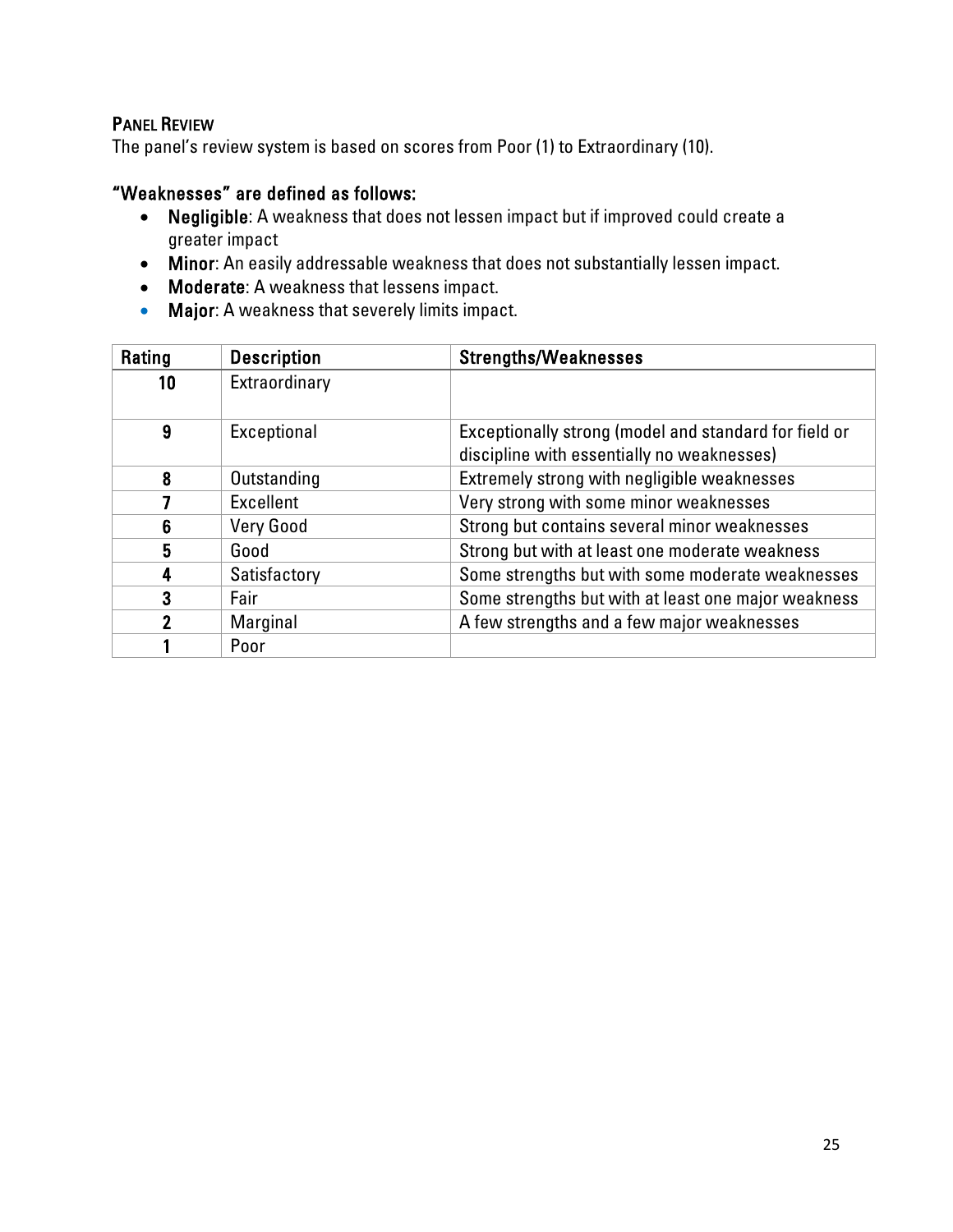### PANEL REVIEW

The panel's review system is based on scores from Poor (1) to Extraordinary (10).

**"Weaknesses" are defined as follows:**

- **Negligible**: A weakness that does not lessen impact but if improved could create a greater impact
- **Minor**: An easily addressable weakness that does not substantially lessen impact.
- **Moderate**: A weakness that lessens impact.
- **Major**: A weakness that severely limits impact.

| Rating | Description | Strengths/Weaknesses |
|---|---|---|
| **10** | Extraordinary | |
| **9** | Exceptional | Exceptionally strong (model and standard for field or discipline with essentially no weaknesses) |
| **8** | Outstanding | Extremely strong with negligible weaknesses |
| **7** | Excellent | Very strong with some minor weaknesses |
| **6** | Very Good | Strong but contains several minor weaknesses |
| **5** | Good | Strong but with at least one moderate weakness |
| **4** | Satisfactory | Some strengths but with some moderate weaknesses |
| **3** | Fair | Some strengths but with at least one major weakness |
| **2** | Marginal | A few strengths and a few major weaknesses |
| **1** | Poor | |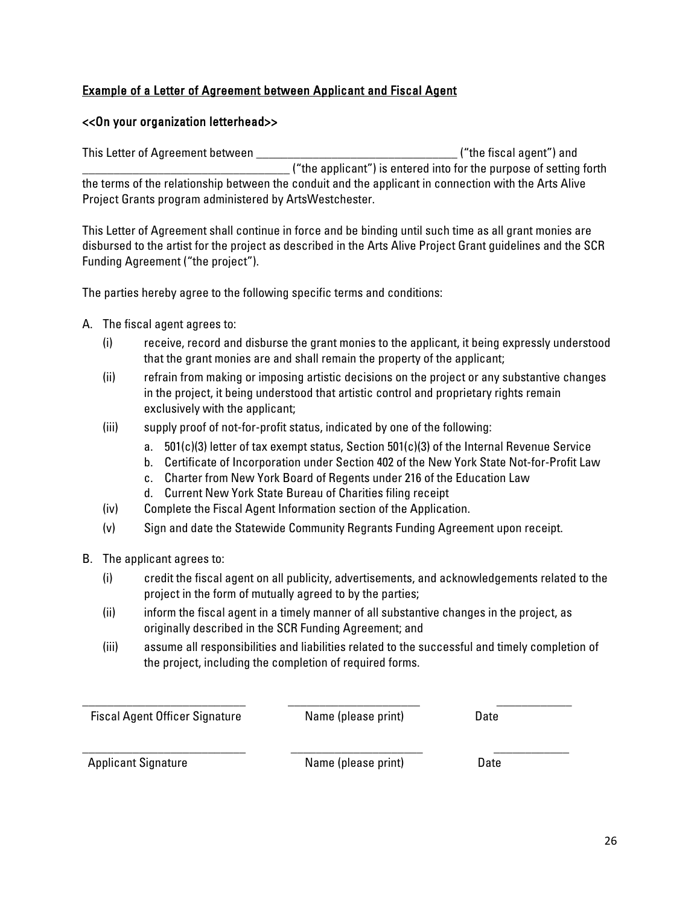<u>Example of a Letter of Agreement between Applicant and Fiscal Agent</u>

<<On your organization letterhead>>

This Letter of Agreement between ________________________________ ("the fiscal agent") and ________________________________ ("the applicant") is entered into for the purpose of setting forth the terms of the relationship between the conduit and the applicant in connection with the Arts Alive Project Grants program administered by ArtsWestchester.

This Letter of Agreement shall continue in force and be binding until such time as all grant monies are disbursed to the artist for the project as described in the Arts Alive Project Grant guidelines and the SCR Funding Agreement ("the project").

The parties hereby agree to the following specific terms and conditions:

A. The fiscal agent agrees to:
   - (i) receive, record and disburse the grant monies to the applicant, it being expressly understood that the grant monies are and shall remain the property of the applicant;
   - (ii) refrain from making or imposing artistic decisions on the project or any substantive changes in the project, it being understood that artistic control and proprietary rights remain exclusively with the applicant;
   - (iii) supply proof of not-for-profit status, indicated by one of the following:
     - a. 501(c)(3) letter of tax exempt status, Section 501(c)(3) of the Internal Revenue Service
     - b. Certificate of Incorporation under Section 402 of the New York State Not-for-Profit Law
     - c. Charter from New York Board of Regents under 216 of the Education Law
     - d. Current New York State Bureau of Charities filing receipt
   - (iv) Complete the Fiscal Agent Information section of the Application.
   - (v) Sign and date the Statewide Community Regrants Funding Agreement upon receipt.

B. The applicant agrees to:
   - (i) credit the fiscal agent on all publicity, advertisements, and acknowledgements related to the project in the form of mutually agreed to by the parties;
   - (ii) inform the fiscal agent in a timely manner of all substantive changes in the project, as originally described in the SCR Funding Agreement; and
   - (iii) assume all responsibilities and liabilities related to the successful and timely completion of the project, including the completion of required forms.

| ________________________ | ________________________ | ____________ |
|---|---|---|
| Fiscal Agent Officer Signature | Name (please print) | Date |
| ________________________ | ________________________ | ____________ |
| Applicant Signature | Name (please print) | Date |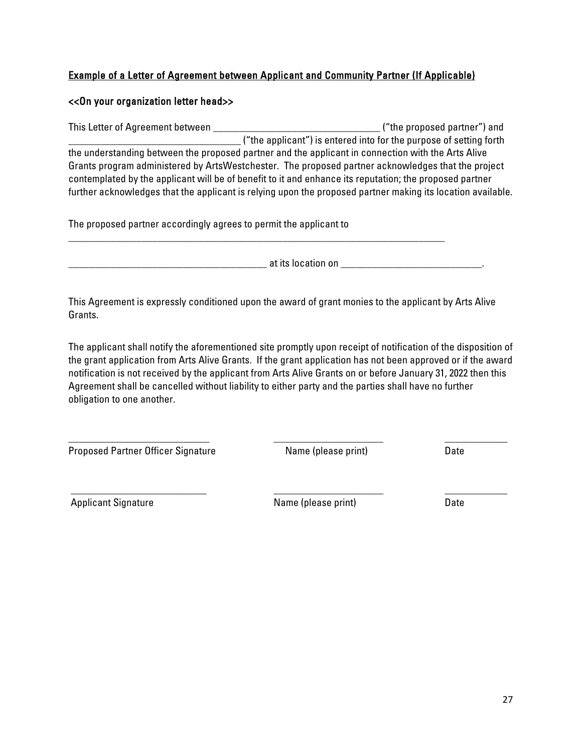<u>Example of a Letter of Agreement between Applicant and Community Partner (If Applicable)</u>

<<On your organization letter head>>

This Letter of Agreement between _________________________________ ("the proposed partner") and _________________________________ ("the applicant") is entered into for the purpose of setting forth the understanding between the proposed partner and the applicant in connection with the Arts Alive Grants program administered by ArtsWestchester. The proposed partner acknowledges that the project contemplated by the applicant will be of benefit to it and enhance its reputation; the proposed partner further acknowledges that the applicant is relying upon the proposed partner making its location available.

The proposed partner accordingly agrees to permit the applicant to

_______________________________________________________________________________

________________________________________ at its location on ____________________________.

This Agreement is expressly conditioned upon the award of grant monies to the applicant by Arts Alive Grants.

The applicant shall notify the aforementioned site promptly upon receipt of notification of the disposition of the grant application from Arts Alive Grants. If the grant application has not been approved or if the award notification is not received by the applicant from Arts Alive Grants on or before January 31, 2022 then this Agreement shall be cancelled without liability to either party and the parties shall have no further obligation to one another.

| | | |
|---|---|---|
| ____________________________ | ______________________ | ____________ |
| Proposed Partner Officer Signature | Name (please print) | Date |
| ____________________________ | ______________________ | ____________ |
| Applicant Signature | Name (please print) | Date |